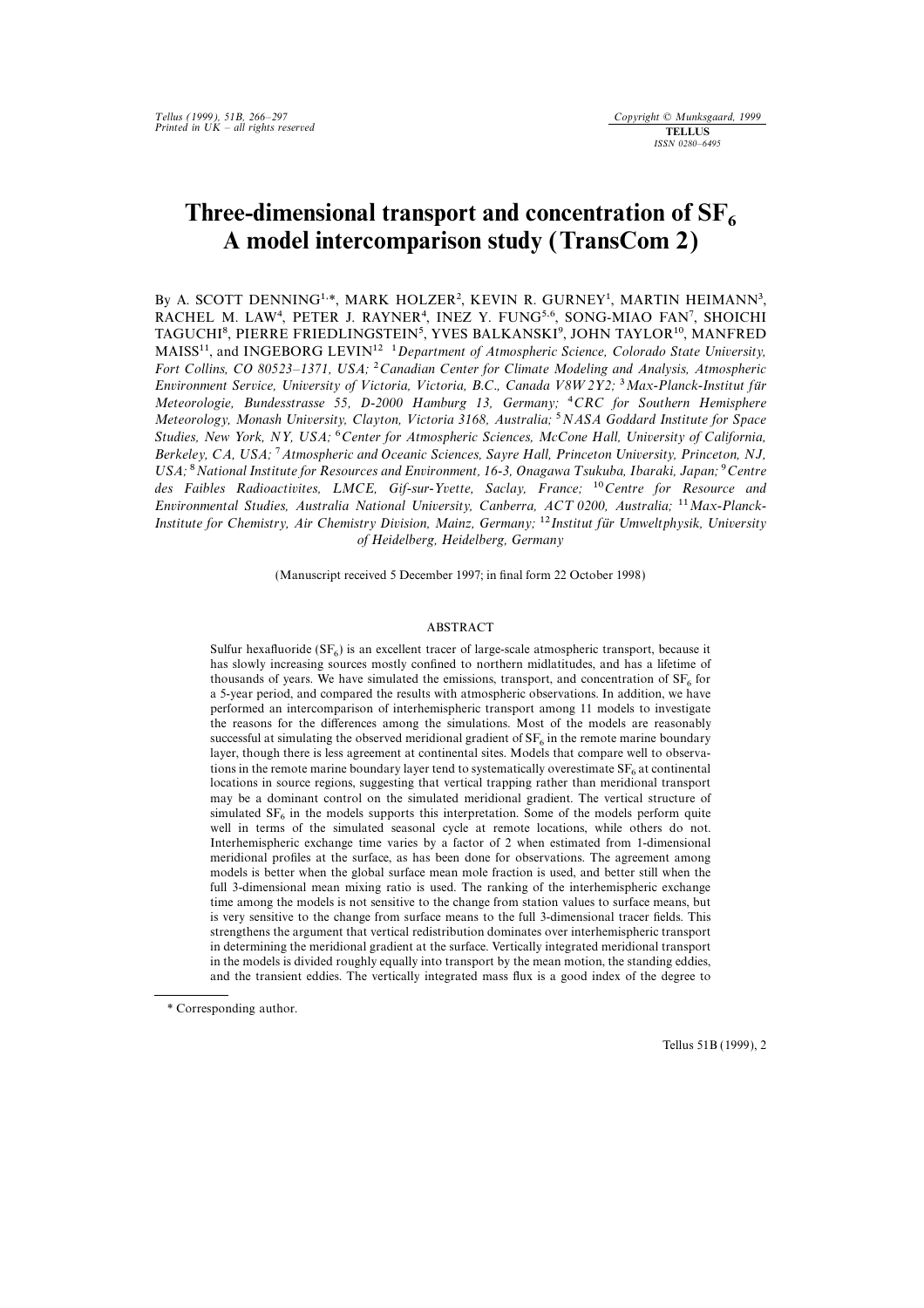# Three-dimensional transport and concentration of $SF_6$ A model intercomparison study (TransCom 2)

By A. SCOTT DENNING[1,*], MARK HOLZER[2], KEVIN R. GURNEY[1], MARTIN HEIMANN[3], RACHEL M. LAW[4], PETER J. RAYNER[4], INEZ Y. FUNG[5,6], SONG-MIAO FAN[7], SHOICHI TAGUCHI[8], PIERRE FRIEDLINGSTEIN[5], YVES BALKANSKI[9], JOHN TAYLOR[10], MANFRED MAISS[11], and INGEBORG LEVIN[12] [1]*Department of Atmospheric Science, Colorado State University, Fort Collins, CO 80523–1371, USA;* [2]*Canadian Center for Climate Modeling and Analysis, Atmospheric Environment Service, University of Victoria, Victoria, B.C., Canada V8W 2Y2;* [3]*Max-Planck-Institut für Meteorologie, Bundesstrasse 55, D-2000 Hamburg 13, Germany;* [4]*CRC for Southern Hemisphere Meteorology, Monash University, Clayton, Victoria 3168, Australia;* [5]*NASA Goddard Institute for Space Studies, New York, NY, USA;* [6]*Center for Atmospheric Sciences, McCone Hall, University of California, Berkeley, CA, USA;* [7]*Atmospheric and Oceanic Sciences, Sayre Hall, Princeton University, Princeton, NJ, USA;* [8]*National Institute for Resources and Environment, 16-3, Onagawa Tsukuba, Ibaraki, Japan;* [9]*Centre des Faibles Radioactivites, LMCE, Gif-sur-Yvette, Saclay, France;* [10]*Centre for Resource and Environmental Studies, Australia National University, Canberra, ACT 0200, Australia;* [11]*Max-Planck-Institute for Chemistry, Air Chemistry Division, Mainz, Germany;* [12]*Institut für Umweltphysik, University of Heidelberg, Heidelberg, Germany*

(Manuscript received 5 December 1997; in final form 22 October 1998)

## ABSTRACT

Sulfur hexafluoride ($SF_6$) is an excellent tracer of large-scale atmospheric transport, because it has slowly increasing sources mostly confined to northern midlatitudes, and has a lifetime of thousands of years. We have simulated the emissions, transport, and concentration of $SF_6$ for a 5-year period, and compared the results with atmospheric observations. In addition, we have performed an intercomparison of interhemispheric transport among 11 models to investigate the reasons for the differences among the simulations. Most of the models are reasonably successful at simulating the observed meridional gradient of $SF_6$ in the remote marine boundary layer, though there is less agreement at continental sites. Models that compare well to observations in the remote marine boundary layer tend to systematically overestimate $SF_6$ at continental locations in source regions, suggesting that vertical trapping rather than meridional transport may be a dominant control on the simulated meridional gradient. The vertical structure of simulated $SF_6$ in the models supports this interpretation. Some of the models perform quite well in terms of the simulated seasonal cycle at remote locations, while others do not. Interhemispheric exchange time varies by a factor of 2 when estimated from 1-dimensional meridional profiles at the surface, as has been done for observations. The agreement among models is better when the global surface mean mole fraction is used, and better still when the full 3-dimensional mean mixing ratio is used. The ranking of the interhemispheric exchange time among the models is not sensitive to the change from station values to surface means, but is very sensitive to the change from surface means to the full 3-dimensional tracer fields. This strengthens the argument that vertical redistribution dominates over interhemispheric transport in determining the meridional gradient at the surface. Vertically integrated meridional transport in the models is divided roughly equally into transport by the mean motion, the standing eddies, and the transient eddies. The vertically integrated mass flux is a good index of the degree to

* Corresponding author.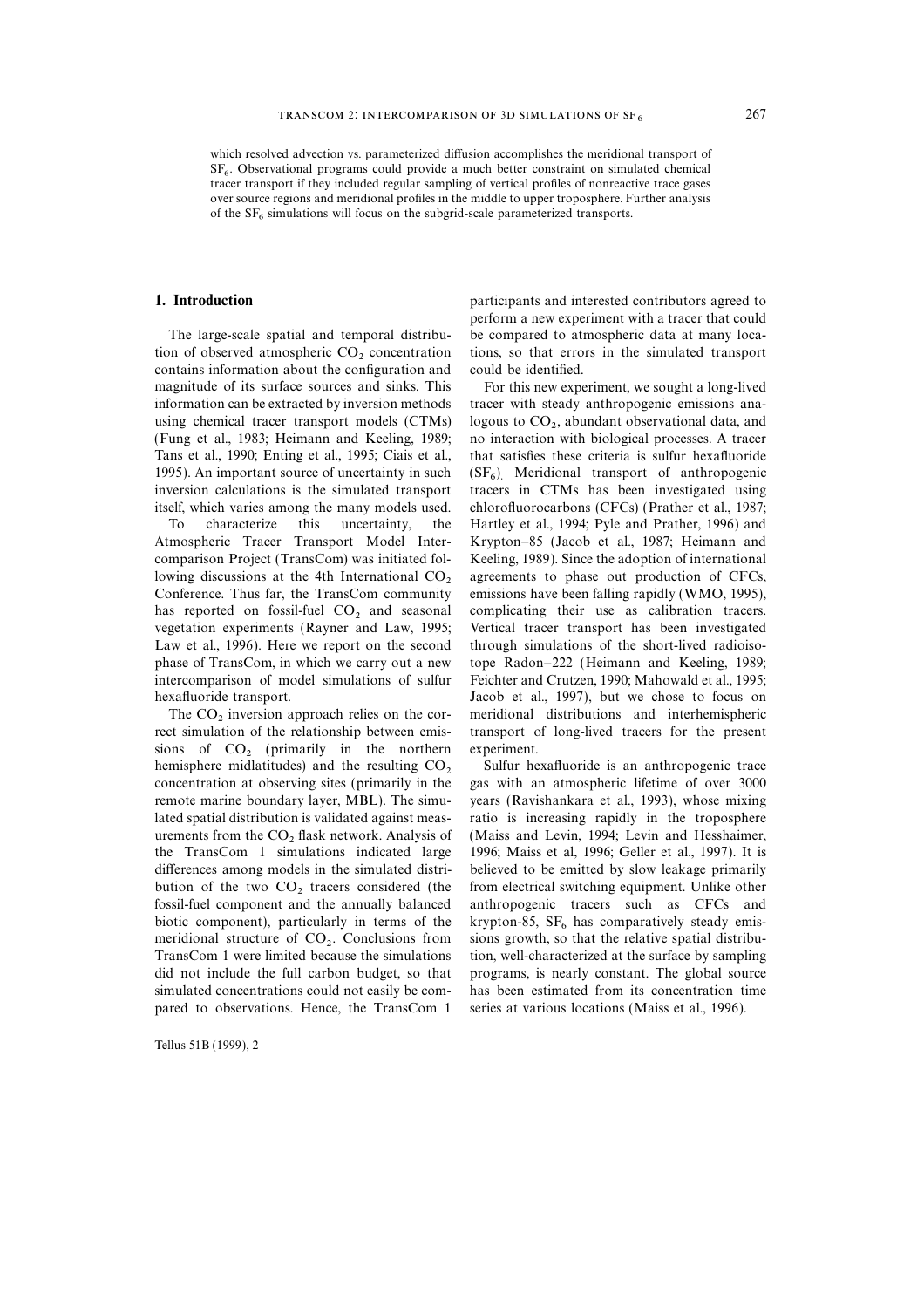which resolved advection vs. parameterized diffusion accomplishes the meridional transport of $SF_6$. Observational programs could provide a much better constraint on simulated chemical tracer transport if they included regular sampling of vertical profiles of nonreactive trace gases over source regions and meridional profiles in the middle to upper troposphere. Further analysis of the $SF_6$ simulations will focus on the subgrid-scale parameterized transports.

## 1. Introduction

The large-scale spatial and temporal distribution of observed atmospheric $CO_2$ concentration contains information about the configuration and magnitude of its surface sources and sinks. This information can be extracted by inversion methods using chemical tracer transport models (CTMs) (Fung et al., 1983; Heimann and Keeling, 1989; Tans et al., 1990; Enting et al., 1995; Ciais et al., 1995). An important source of uncertainty in such inversion calculations is the simulated transport itself, which varies among the many models used.

To characterize this uncertainty, the Atmospheric Tracer Transport Model Intercomparison Project (TransCom) was initiated following discussions at the 4th International $CO_2$ Conference. Thus far, the TransCom community has reported on fossil-fuel $CO_2$ and seasonal vegetation experiments (Rayner and Law, 1995; Law et al., 1996). Here we report on the second phase of TransCom, in which we carry out a new intercomparison of model simulations of sulfur hexafluoride transport.

The $CO_2$ inversion approach relies on the correct simulation of the relationship between emissions of $CO_2$ (primarily in the northern hemisphere midlatitudes) and the resulting $CO_2$ concentration at observing sites (primarily in the remote marine boundary layer, MBL). The simulated spatial distribution is validated against measurements from the $CO_2$ flask network. Analysis of the TransCom 1 simulations indicated large differences among models in the simulated distribution of the two $CO_2$ tracers considered (the fossil-fuel component and the annually balanced biotic component), particularly in terms of the meridional structure of $CO_2$. Conclusions from TransCom 1 were limited because the simulations did not include the full carbon budget, so that simulated concentrations could not easily be compared to observations. Hence, the TransCom 1 participants and interested contributors agreed to perform a new experiment with a tracer that could be compared to atmospheric data at many locations, so that errors in the simulated transport could be identified.

For this new experiment, we sought a long-lived tracer with steady anthropogenic emissions analogous to $CO_2$, abundant observational data, and no interaction with biological processes. A tracer that satisfies these criteria is sulfur hexafluoride ($SF_6$). Meridional transport of anthropogenic tracers in CTMs has been investigated using chlorofluorocarbons (CFCs) (Prather et al., 1987; Hartley et al., 1994; Pyle and Prather, 1996) and Krypton–85 (Jacob et al., 1987; Heimann and Keeling, 1989). Since the adoption of international agreements to phase out production of CFCs, emissions have been falling rapidly (WMO, 1995), complicating their use as calibration tracers. Vertical tracer transport has been investigated through simulations of the short-lived radioisotope Radon–222 (Heimann and Keeling, 1989; Feichter and Crutzen, 1990; Mahowald et al., 1995; Jacob et al., 1997), but we chose to focus on meridional distributions and interhemispheric transport of long-lived tracers for the present experiment.

Sulfur hexafluoride is an anthropogenic trace gas with an atmospheric lifetime of over 3000 years (Ravishankara et al., 1993), whose mixing ratio is increasing rapidly in the troposphere (Maiss and Levin, 1994; Levin and Hesshaimer, 1996; Maiss et al, 1996; Geller et al., 1997). It is believed to be emitted by slow leakage primarily from electrical switching equipment. Unlike other anthropogenic tracers such as CFCs and krypton-85, $SF_6$ has comparatively steady emissions growth, so that the relative spatial distribution, well-characterized at the surface by sampling programs, is nearly constant. The global source has been estimated from its concentration time series at various locations (Maiss et al., 1996).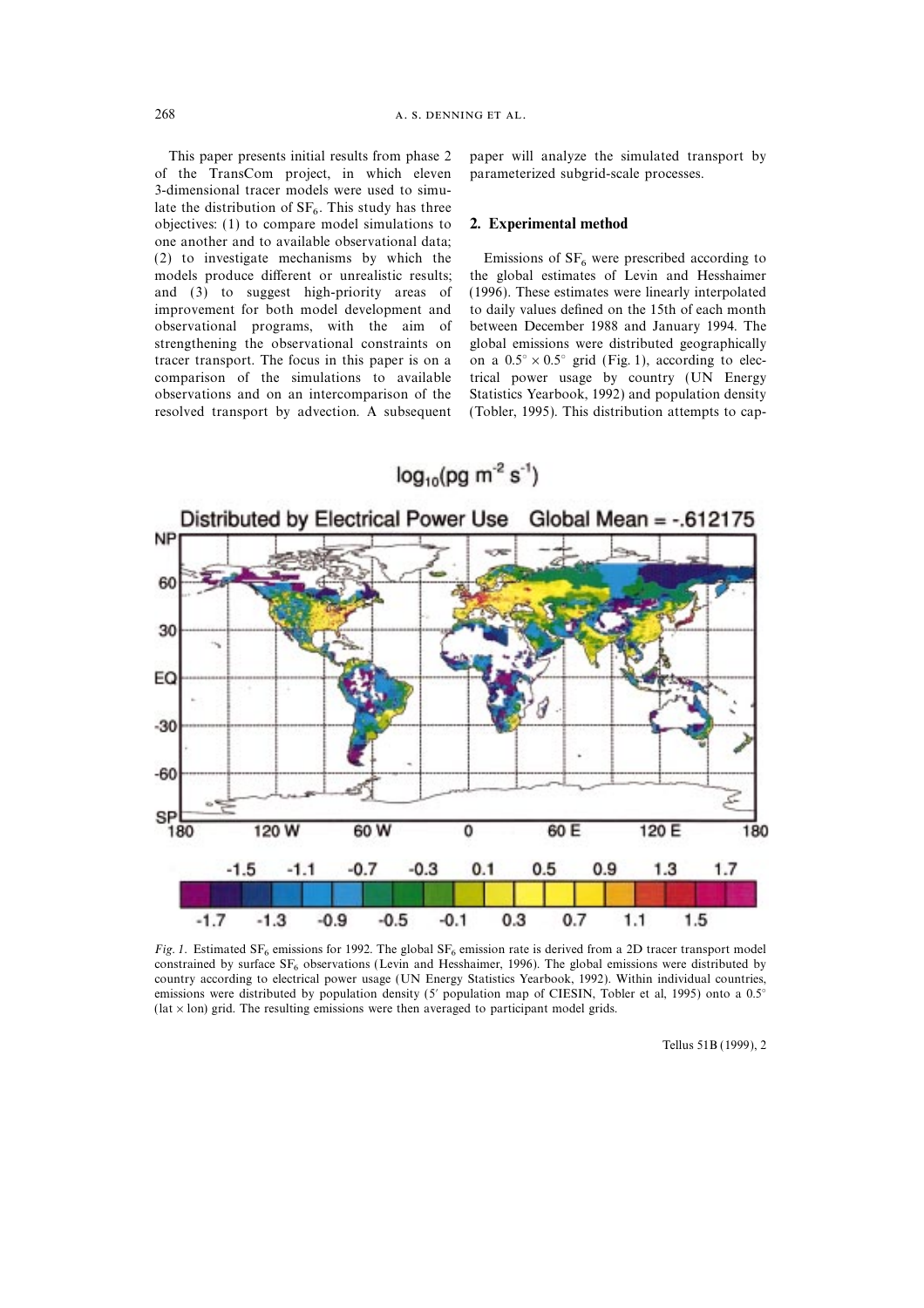This paper presents initial results from phase 2 of the TransCom project, in which eleven 3-dimensional tracer models were used to simulate the distribution of $SF_6$. This study has three objectives: (1) to compare model simulations to one another and to available observational data; (2) to investigate mechanisms by which the models produce different or unrealistic results; and (3) to suggest high-priority areas of improvement for both model development and observational programs, with the aim of strengthening the observational constraints on tracer transport. The focus in this paper is on a comparison of the simulations to available observations and on an intercomparison of the resolved transport by advection. A subsequent paper will analyze the simulated transport by parameterized subgrid-scale processes.

## 2. Experimental method

Emissions of $SF_6$ were prescribed according to the global estimates of Levin and Hesshaimer (1996). These estimates were linearly interpolated to daily values defined on the 15th of each month between December 1988 and January 1994. The global emissions were distributed geographically on a $0.5^\circ \times 0.5^\circ$ grid (Fig. 1), according to electrical power usage by country (UN Energy Statistics Yearbook, 1992) and population density (Tobler, 1995). This distribution attempts to cap-

*Fig. 1.* Estimated $SF_6$ emissions for 1992. The global $SF_6$ emission rate is derived from a 2D tracer transport model constrained by surface $SF_6$ observations (Levin and Hesshaimer, 1996). The global emissions were distributed by country according to electrical power usage (UN Energy Statistics Yearbook, 1992). Within individual countries, emissions were distributed by population density (5′ population map of CIESIN, Tobler et al, 1995) onto a $0.5^\circ$ (lat $\times$ lon) grid. The resulting emissions were then averaged to participant model grids.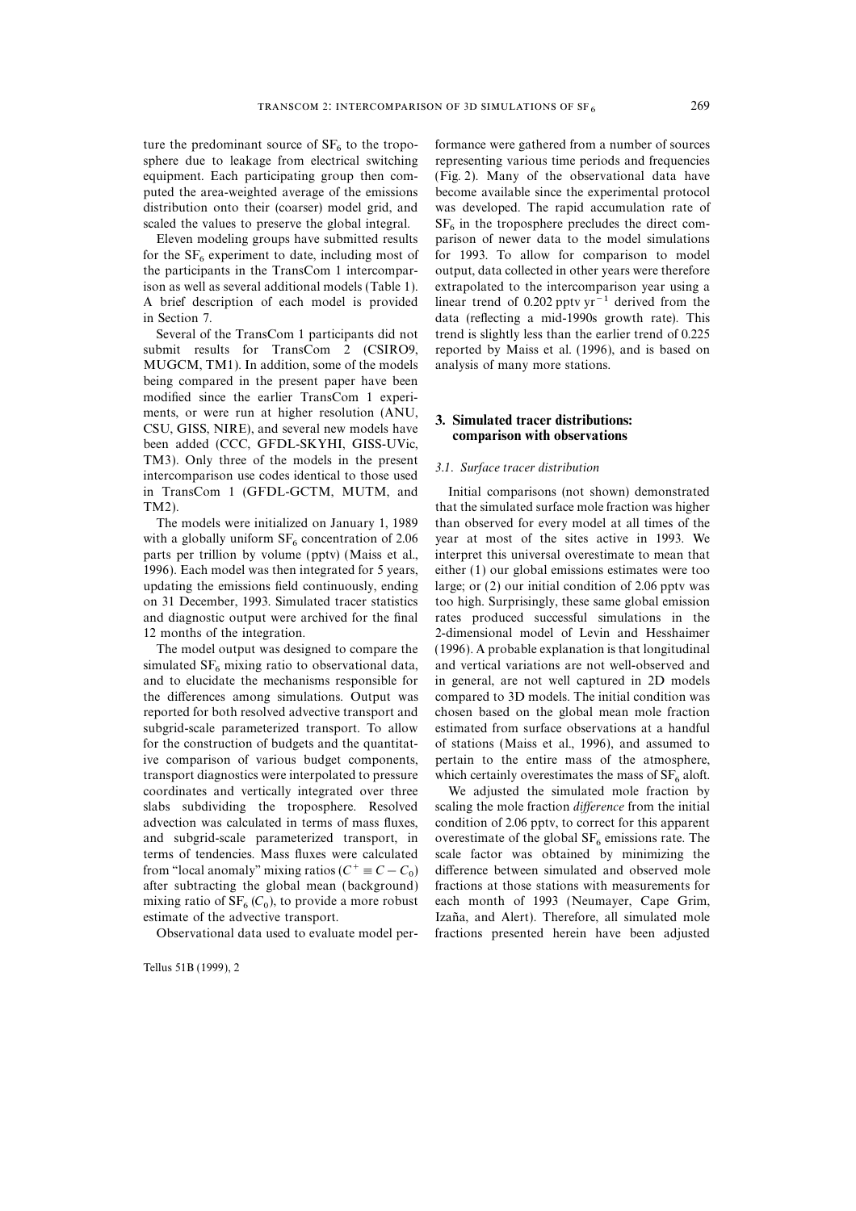ture the predominant source of $SF_6$ to the troposphere due to leakage from electrical switching equipment. Each participating group then computed the area-weighted average of the emissions distribution onto their (coarser) model grid, and scaled the values to preserve the global integral.

Eleven modeling groups have submitted results for the $SF_6$ experiment to date, including most of the participants in the TransCom 1 intercomparison as well as several additional models (Table 1). A brief description of each model is provided in Section 7.

Several of the TransCom 1 participants did not submit results for TransCom 2 (CSIRO9, MUGCM, TM1). In addition, some of the models being compared in the present paper have been modified since the earlier TransCom 1 experiments, or were run at higher resolution (ANU, CSU, GISS, NIRE), and several new models have been added (CCC, GFDL-SKYHI, GISS-UVic, TM3). Only three of the models in the present intercomparison use codes identical to those used in TransCom 1 (GFDL-GCTM, MUTM, and TM2).

The models were initialized on January 1, 1989 with a globally uniform $SF_6$ concentration of 2.06 parts per trillion by volume (pptv) (Maiss et al., 1996). Each model was then integrated for 5 years, updating the emissions field continuously, ending on 31 December, 1993. Simulated tracer statistics and diagnostic output were archived for the final 12 months of the integration.

The model output was designed to compare the simulated $SF_6$ mixing ratio to observational data, and to elucidate the mechanisms responsible for the differences among simulations. Output was reported for both resolved advective transport and subgrid-scale parameterized transport. To allow for the construction of budgets and the quantitative comparison of various budget components, transport diagnostics were interpolated to pressure coordinates and vertically integrated over three slabs subdividing the troposphere. Resolved advection was calculated in terms of mass fluxes, and subgrid-scale parameterized transport, in terms of tendencies. Mass fluxes were calculated from "local anomaly" mixing ratios ($C^+ \equiv C - C_0$) after subtracting the global mean (background) mixing ratio of $SF_6$ ($C_0$), to provide a more robust estimate of the advective transport.

Observational data used to evaluate model performance were gathered from a number of sources representing various time periods and frequencies (Fig. 2). Many of the observational data have become available since the experimental protocol was developed. The rapid accumulation rate of $SF_6$ in the troposphere precludes the direct comparison of newer data to the model simulations for 1993. To allow for comparison to model output, data collected in other years were therefore extrapolated to the intercomparison year using a linear trend of 0.202 pptv $yr^{-1}$ derived from the data (reflecting a mid-1990s growth rate). This trend is slightly less than the earlier trend of 0.225 reported by Maiss et al. (1996), and is based on analysis of many more stations.

## 3. Simulated tracer distributions: comparison with observations

### 3.1. Surface tracer distribution

Initial comparisons (not shown) demonstrated that the simulated surface mole fraction was higher than observed for every model at all times of the year at most of the sites active in 1993. We interpret this universal overestimate to mean that either (1) our global emissions estimates were too large; or (2) our initial condition of 2.06 pptv was too high. Surprisingly, these same global emission rates produced successful simulations in the 2-dimensional model of Levin and Hesshaimer (1996). A probable explanation is that longitudinal and vertical variations are not well-observed and in general, are not well captured in 2D models compared to 3D models. The initial condition was chosen based on the global mean mole fraction estimated from surface observations at a handful of stations (Maiss et al., 1996), and assumed to pertain to the entire mass of the atmosphere, which certainly overestimates the mass of $SF_6$ aloft.

We adjusted the simulated mole fraction by scaling the mole fraction *difference* from the initial condition of 2.06 pptv, to correct for this apparent overestimate of the global $SF_6$ emissions rate. The scale factor was obtained by minimizing the difference between simulated and observed mole fractions at those stations with measurements for each month of 1993 (Neumayer, Cape Grim, Izaña, and Alert). Therefore, all simulated mole fractions presented herein have been adjusted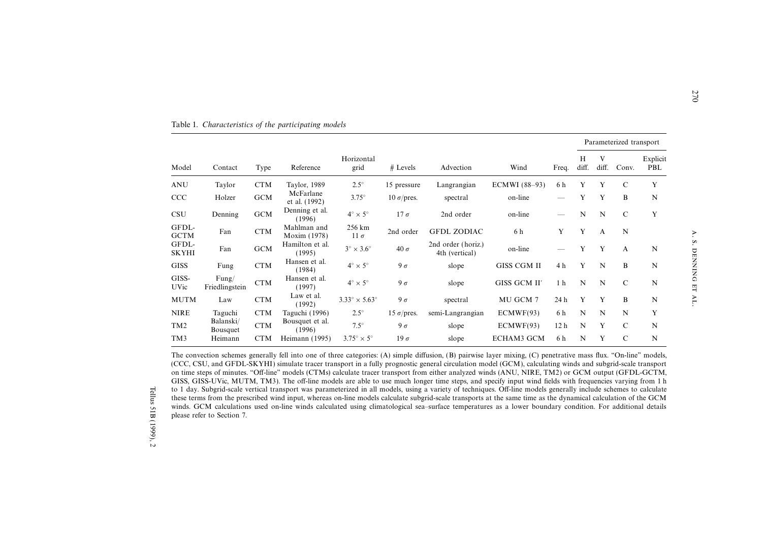Table 1. *Characteristics of the participating models*

| Model | Contact | Type | Reference | Horizontal grid | # Levels | Advection | Wind | Freq. | Parameterized transport | | | |
|---|---|---|---|---|---|---|---|---|---|---|---|---|
| | | | | | | | | | H diff. | V diff. | Conv. | Explicit PBL |
| ANU | Taylor | CTM | Taylor, 1989 | 2.5° | 15 pressure | Langrangian | ECMWI (88–93) | 6 h | Y | Y | C | Y |
| CCC | Holzer | GCM | McFarlane et al. (1992) | 3.75° | 10 $\sigma$/pres. | spectral | on-line | — | Y | Y | B | N |
| CSU | Denning | GCM | Denning et al. (1996) | 4° × 5° | 17 $\sigma$ | 2nd order | on-line | — | N | N | C | Y |
| GFDL-GCTM | Fan | CTM | Mahlman and Moxim (1978) | 256 km 11 $\sigma$ | 2nd order | GFDL ZODIAC | 6 h | Y | Y | A | N | |
| GFDL-SKYHI | Fan | GCM | Hamilton et al. (1995) | 3° × 3.6° | 40 $\sigma$ | 2nd order (horiz.) 4th (vertical) | on-line | — | Y | Y | A | N |
| GISS | Fung | CTM | Hansen et al. (1984) | 4° × 5° | 9 $\sigma$ | slope | GISS CGM II | 4 h | Y | N | B | N |
| GISS-UVic | Fung/ Friedlingstein | CTM | Hansen et al. (1997) | 4° × 5° | 9 $\sigma$ | slope | GISS GCM II′ | 1 h | N | N | C | N |
| MUTM | Law | CTM | Law et al. (1992) | 3.33° × 5.63° | 9 $\sigma$ | spectral | MU GCM 7 | 24 h | Y | Y | B | N |
| NIRE | Taguchi | CTM | Taguchi (1996) | 2.5° | 15 $\sigma$/pres. | semi-Langrangian | ECMWF(93) | 6 h | N | N | N | Y |
| TM2 | Balanski/ Bousquet | CTM | Bousquet et al. (1996) | 7.5° | 9 $\sigma$ | slope | ECMWF(93) | 12 h | N | Y | C | N |
| TM3 | Heimann | CTM | Heimann (1995) | 3.75° × 5° | 19 $\sigma$ | slope | ECHAM3 GCM | 6 h | N | Y | C | N |

The convection schemes generally fell into one of three categories: (A) simple diffusion, (B) pairwise layer mixing, (C) penetrative mass flux. "On-line" models, (CCC, CSU, and GFDL-SKYHI) simulate tracer transport in a fully prognostic general circulation model (GCM), calculating winds and subgrid-scale transport on time steps of minutes. "Off-line" models (CTMs) calculate tracer transport from either analyzed winds (ANU, NIRE, TM2) or GCM output (GFDL-GCTM, GISS, GISS-UVic, MUTM, TM3). The off-line models are able to use much longer time steps, and specify input wind fields with frequencies varying from 1 h to 1 day. Subgrid-scale vertical transport was parameterized in all models, using a variety of techniques. Off-line models generally include schemes to calculate these terms from the prescribed wind input, whereas on-line models calculate subgrid-scale transports at the same time as the dynamical calculation of the GCM winds. GCM calculations used on-line winds calculated using climatological sea–surface temperatures as a lower boundary condition. For additional details please refer to Section 7.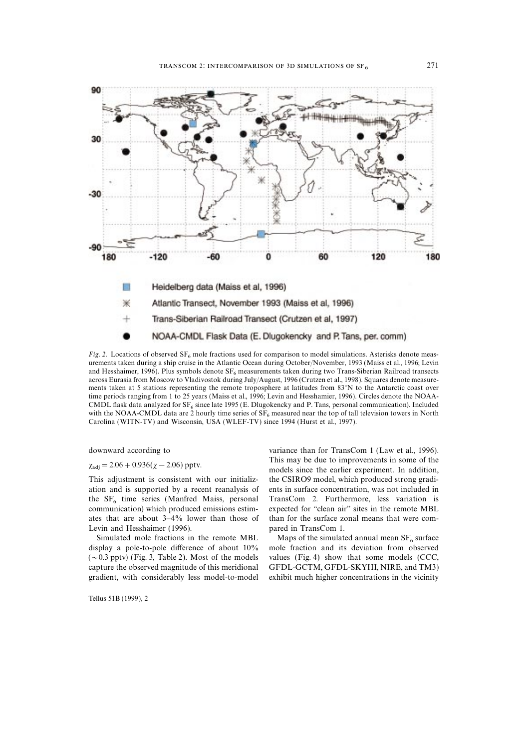*Fig. 2.* Locations of observed $SF_6$ mole fractions used for comparison to model simulations. Asterisks denote measurements taken during a ship cruise in the Atlantic Ocean during October/November, 1993 (Maiss et al., 1996; Levin and Hesshaimer, 1996). Plus symbols denote $SF_6$ measurements taken during two Trans-Siberian Railroad transects across Eurasia from Moscow to Vladivostok during July/August, 1996 (Crutzen et al., 1998). Squares denote measurements taken at 5 stations representing the remote troposphere at latitudes from 83°N to the Antarctic coast over time periods ranging from 1 to 25 years (Maiss et al., 1996; Levin and Hesshamier, 1996). Circles denote the NOAA-CMDL flask data analyzed for $SF_6$ since late 1995 (E. Dlugokencky and P. Tans, personal communication). Included with the NOAA-CMDL data are 2 hourly time series of $SF_6$ measured near the top of tall television towers in North Carolina (WITN-TV) and Wisconsin, USA (WLEF-TV) since 1994 (Hurst et al., 1997).

downward according to

$$\chi_{adj} = 2.06 + 0.936(\chi - 2.06) \text{ pptv.}$$

This adjustment is consistent with our initialization and is supported by a recent reanalysis of the $SF_6$ time series (Manfred Maiss, personal communication) which produced emissions estimates that are about 3–4% lower than those of Levin and Hesshaimer (1996).

Simulated mole fractions in the remote MBL display a pole-to-pole difference of about 10% (~0.3 pptv) (Fig. 3, Table 2). Most of the models capture the observed magnitude of this meridional gradient, with considerably less model-to-model variance than for TransCom 1 (Law et al., 1996). This may be due to improvements in some of the models since the earlier experiment. In addition, the CSIRO9 model, which produced strong gradients in surface concentration, was not included in TransCom 2. Furthermore, less variation is expected for "clean air" sites in the remote MBL than for the surface zonal means that were compared in TransCom 1.

Maps of the simulated annual mean $SF_6$ surface mole fraction and its deviation from observed values (Fig. 4) show that some models (CCC, GFDL-GCTM, GFDL-SKYHI, NIRE, and TM3) exhibit much higher concentrations in the vicinity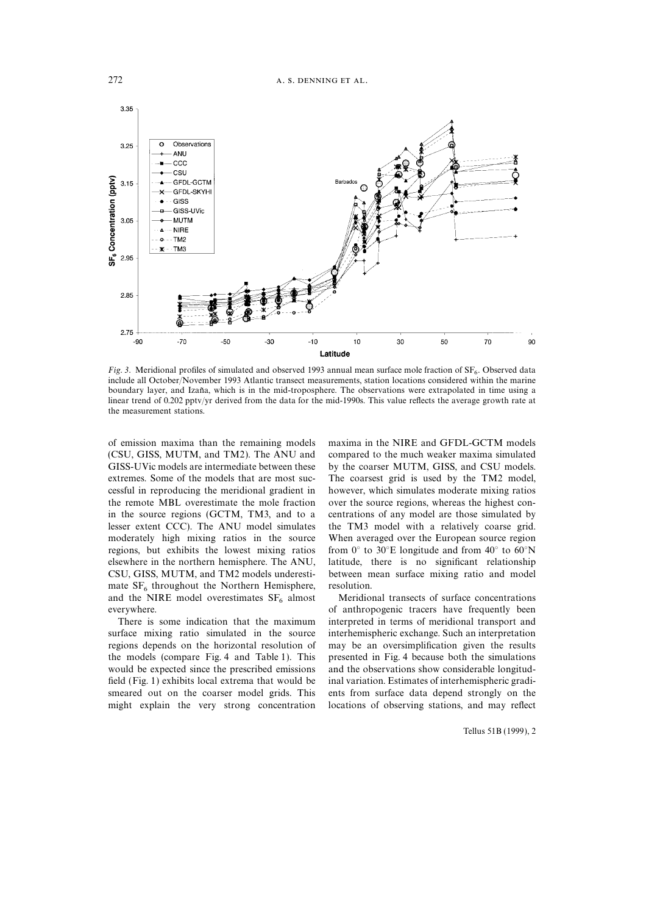*Fig. 3.* Meridional profiles of simulated and observed 1993 annual mean surface mole fraction of $SF_6$. Observed data include all October/November 1993 Atlantic transect measurements, station locations considered within the marine boundary layer, and Izaña, which is in the mid-troposphere. The observations were extrapolated in time using a linear trend of 0.202 pptv/yr derived from the data for the mid-1990s. This value reflects the average growth rate at the measurement stations.

of emission maxima than the remaining models (CSU, GISS, MUTM, and TM2). The ANU and GISS-UVic models are intermediate between these extremes. Some of the models that are most successful in reproducing the meridional gradient in the remote MBL overestimate the mole fraction in the source regions (GCTM, TM3, and to a lesser extent CCC). The ANU model simulates moderately high mixing ratios in the source regions, but exhibits the lowest mixing ratios elsewhere in the northern hemisphere. The ANU, CSU, GISS, MUTM, and TM2 models underestimate $SF_6$ throughout the Northern Hemisphere, and the NIRE model overestimates $SF_6$ almost everywhere.

There is some indication that the maximum surface mixing ratio simulated in the source regions depends on the horizontal resolution of the models (compare Fig. 4 and Table 1). This would be expected since the prescribed emissions field (Fig. 1) exhibits local extrema that would be smeared out on the coarser model grids. This might explain the very strong concentration maxima in the NIRE and GFDL-GCTM models compared to the much weaker maxima simulated by the coarser MUTM, GISS, and CSU models. The coarsest grid is used by the TM2 model, however, which simulates moderate mixing ratios over the source regions, whereas the highest concentrations of any model are those simulated by the TM3 model with a relatively coarse grid. When averaged over the European source region from 0° to 30°E longitude and from 40° to 60°N latitude, there is no significant relationship between mean surface mixing ratio and model resolution.

Meridional transects of surface concentrations of anthropogenic tracers have frequently been interpreted in terms of meridional transport and interhemispheric exchange. Such an interpretation may be an oversimplification given the results presented in Fig. 4 because both the simulations and the observations show considerable longitudinal variation. Estimates of interhemispheric gradients from surface data depend strongly on the locations of observing stations, and may reflect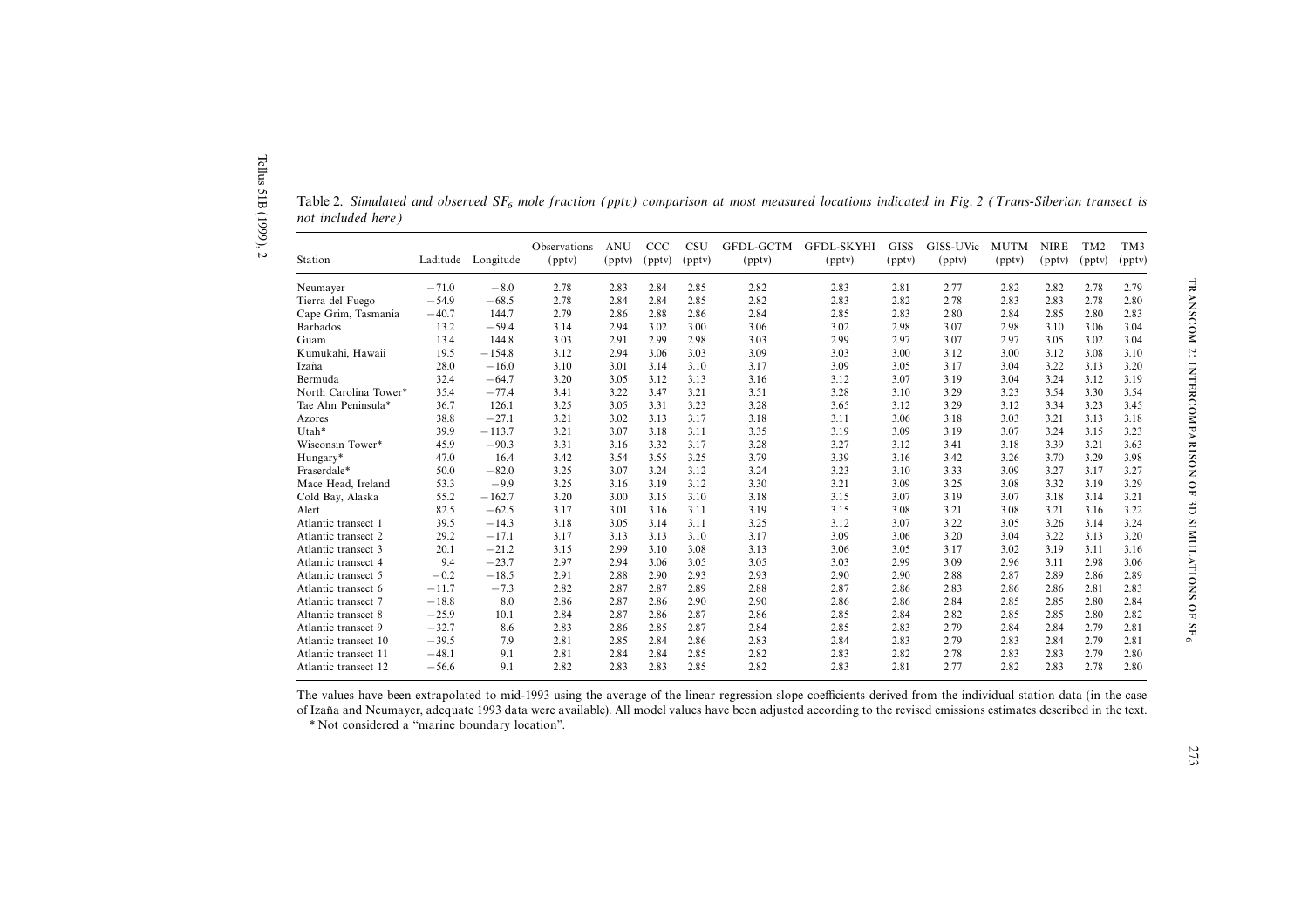Table 2. *Simulated and observed $SF_6$ mole fraction (pptv) comparison at most measured locations indicated in Fig. 2 (Trans-Siberian transect is not included here)*

| Station | Laditude | Longitude | Observations (pptv) | ANU (pptv) | CCC (pptv) | CSU (pptv) | GFDL-GCTM (pptv) | GFDL-SKYHI (pptv) | GISS (pptv) | GISS-UVic (pptv) | MUTM (pptv) | NIRE (pptv) | TM2 (pptv) | TM3 (pptv) |
|---|---|---|---|---|---|---|---|---|---|---|---|---|---|---|
| Neumayer | −71.0 | −8.0 | 2.78 | 2.83 | 2.84 | 2.85 | 2.82 | 2.83 | 2.81 | 2.77 | 2.82 | 2.82 | 2.78 | 2.79 |
| Tierra del Fuego | −54.9 | −68.5 | 2.78 | 2.84 | 2.84 | 2.85 | 2.82 | 2.83 | 2.82 | 2.78 | 2.83 | 2.83 | 2.78 | 2.80 |
| Cape Grim, Tasmania | −40.7 | 144.7 | 2.79 | 2.86 | 2.88 | 2.86 | 2.84 | 2.85 | 2.83 | 2.80 | 2.84 | 2.85 | 2.80 | 2.83 |
| Barbados | 13.2 | −59.4 | 3.14 | 2.94 | 3.02 | 3.00 | 3.06 | 3.02 | 2.98 | 3.07 | 2.98 | 3.10 | 3.06 | 3.04 |
| Guam | 13.4 | 144.8 | 3.03 | 2.91 | 2.99 | 2.98 | 3.03 | 2.99 | 2.97 | 3.07 | 2.97 | 3.05 | 3.02 | 3.04 |
| Kumukahi, Hawaii | 19.5 | −154.8 | 3.12 | 2.94 | 3.06 | 3.03 | 3.09 | 3.03 | 3.00 | 3.12 | 3.00 | 3.12 | 3.08 | 3.10 |
| Izaña | 28.0 | −16.0 | 3.10 | 3.01 | 3.14 | 3.10 | 3.17 | 3.09 | 3.05 | 3.17 | 3.04 | 3.22 | 3.13 | 3.20 |
| Bermuda | 32.4 | −64.7 | 3.20 | 3.05 | 3.12 | 3.13 | 3.16 | 3.12 | 3.07 | 3.19 | 3.04 | 3.24 | 3.12 | 3.19 |
| North Carolina Tower* | 35.4 | −77.4 | 3.41 | 3.22 | 3.47 | 3.21 | 3.51 | 3.28 | 3.10 | 3.29 | 3.23 | 3.54 | 3.30 | 3.54 |
| Tae Ahn Peninsula* | 36.7 | 126.1 | 3.25 | 3.05 | 3.31 | 3.23 | 3.28 | 3.65 | 3.12 | 3.29 | 3.12 | 3.34 | 3.23 | 3.45 |
| Azores | 38.8 | −27.1 | 3.21 | 3.02 | 3.13 | 3.17 | 3.18 | 3.11 | 3.06 | 3.18 | 3.03 | 3.21 | 3.13 | 3.18 |
| Utah* | 39.9 | −113.7 | 3.21 | 3.07 | 3.18 | 3.11 | 3.35 | 3.19 | 3.09 | 3.19 | 3.07 | 3.24 | 3.15 | 3.23 |
| Wisconsin Tower* | 45.9 | −90.3 | 3.31 | 3.16 | 3.32 | 3.17 | 3.28 | 3.27 | 3.12 | 3.41 | 3.18 | 3.39 | 3.21 | 3.63 |
| Hungary* | 47.0 | 16.4 | 3.42 | 3.54 | 3.55 | 3.25 | 3.79 | 3.39 | 3.16 | 3.42 | 3.26 | 3.70 | 3.29 | 3.98 |
| Fraserdale* | 50.0 | −82.0 | 3.25 | 3.07 | 3.24 | 3.12 | 3.24 | 3.23 | 3.10 | 3.33 | 3.09 | 3.27 | 3.17 | 3.27 |
| Mace Head, Ireland | 53.3 | −9.9 | 3.25 | 3.16 | 3.19 | 3.12 | 3.30 | 3.21 | 3.09 | 3.25 | 3.08 | 3.32 | 3.19 | 3.29 |
| Cold Bay, Alaska | 55.2 | −162.7 | 3.20 | 3.00 | 3.15 | 3.10 | 3.18 | 3.15 | 3.07 | 3.19 | 3.07 | 3.18 | 3.14 | 3.21 |
| Alert | 82.5 | −62.5 | 3.17 | 3.01 | 3.16 | 3.11 | 3.19 | 3.15 | 3.08 | 3.21 | 3.08 | 3.21 | 3.16 | 3.22 |
| Atlantic transect 1 | 39.5 | −14.3 | 3.18 | 3.05 | 3.14 | 3.11 | 3.25 | 3.12 | 3.07 | 3.22 | 3.05 | 3.26 | 3.14 | 3.24 |
| Atlantic transect 2 | 29.2 | −17.1 | 3.17 | 3.13 | 3.13 | 3.10 | 3.17 | 3.09 | 3.06 | 3.20 | 3.04 | 3.22 | 3.13 | 3.20 |
| Atlantic transect 3 | 20.1 | −21.2 | 3.15 | 2.99 | 3.10 | 3.08 | 3.13 | 3.06 | 3.05 | 3.17 | 3.02 | 3.19 | 3.11 | 3.16 |
| Atlantic transect 4 | 9.4 | −23.7 | 2.97 | 2.94 | 3.06 | 3.05 | 3.05 | 3.03 | 2.99 | 3.09 | 2.96 | 3.11 | 2.98 | 3.06 |
| Atlantic transect 5 | −0.2 | −18.5 | 2.91 | 2.88 | 2.90 | 2.93 | 2.93 | 2.90 | 2.90 | 2.88 | 2.87 | 2.89 | 2.86 | 2.89 |
| Atlantic transect 6 | −11.7 | −7.3 | 2.82 | 2.87 | 2.87 | 2.89 | 2.88 | 2.87 | 2.86 | 2.83 | 2.86 | 2.86 | 2.81 | 2.83 |
| Atlantic transect 7 | −18.8 | 8.0 | 2.86 | 2.87 | 2.86 | 2.90 | 2.90 | 2.86 | 2.86 | 2.84 | 2.85 | 2.85 | 2.80 | 2.84 |
| Altantic transect 8 | −25.9 | 10.1 | 2.84 | 2.87 | 2.86 | 2.87 | 2.86 | 2.85 | 2.84 | 2.82 | 2.85 | 2.85 | 2.80 | 2.82 |
| Atlantic transect 9 | −32.7 | 8.6 | 2.83 | 2.86 | 2.85 | 2.87 | 2.84 | 2.85 | 2.83 | 2.79 | 2.84 | 2.84 | 2.79 | 2.81 |
| Atlantic transect 10 | −39.5 | 7.9 | 2.81 | 2.85 | 2.84 | 2.86 | 2.83 | 2.84 | 2.83 | 2.79 | 2.83 | 2.84 | 2.79 | 2.81 |
| Atlantic transect 11 | −48.1 | 9.1 | 2.81 | 2.84 | 2.84 | 2.85 | 2.82 | 2.83 | 2.82 | 2.78 | 2.83 | 2.83 | 2.79 | 2.80 |
| Atlantic transect 12 | −56.6 | 9.1 | 2.82 | 2.83 | 2.83 | 2.85 | 2.82 | 2.83 | 2.81 | 2.77 | 2.82 | 2.83 | 2.78 | 2.80 |

The values have been extrapolated to mid-1993 using the average of the linear regression slope coefficients derived from the individual station data (in the case of Izaña and Neumayer, adequate 1993 data were available). All model values have been adjusted according to the revised emissions estimates described in the text.

* Not considered a "marine boundary location".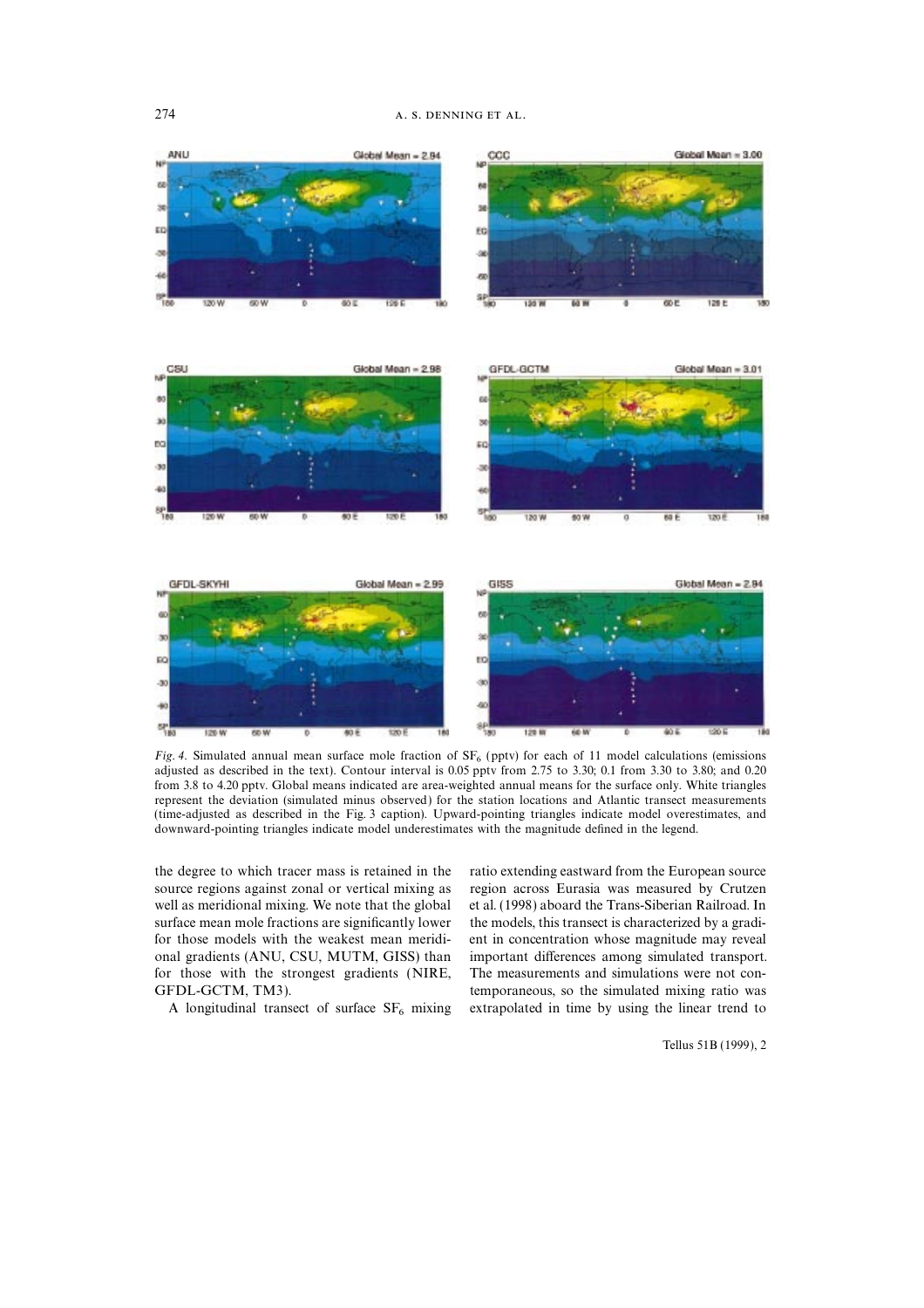*Fig. 4.* Simulated annual mean surface mole fraction of $SF_6$ (pptv) for each of 11 model calculations (emissions adjusted as described in the text). Contour interval is 0.05 pptv from 2.75 to 3.30; 0.1 from 3.30 to 3.80; and 0.20 from 3.8 to 4.20 pptv. Global means indicated are area-weighted annual means for the surface only. White triangles represent the deviation (simulated minus observed) for the station locations and Atlantic transect measurements (time-adjusted as described in the Fig. 3 caption). Upward-pointing triangles indicate model overestimates, and downward-pointing triangles indicate model underestimates with the magnitude defined in the legend.

the degree to which tracer mass is retained in the source regions against zonal or vertical mixing as well as meridional mixing. We note that the global surface mean mole fractions are significantly lower for those models with the weakest mean meridional gradients (ANU, CSU, MUTM, GISS) than for those with the strongest gradients (NIRE, GFDL-GCTM, TM3).

A longitudinal transect of surface $SF_6$ mixing ratio extending eastward from the European source region across Eurasia was measured by Crutzen et al. (1998) aboard the Trans-Siberian Railroad. In the models, this transect is characterized by a gradient in concentration whose magnitude may reveal important differences among simulated transport. The measurements and simulations were not contemporaneous, so the simulated mixing ratio was extrapolated in time by using the linear trend to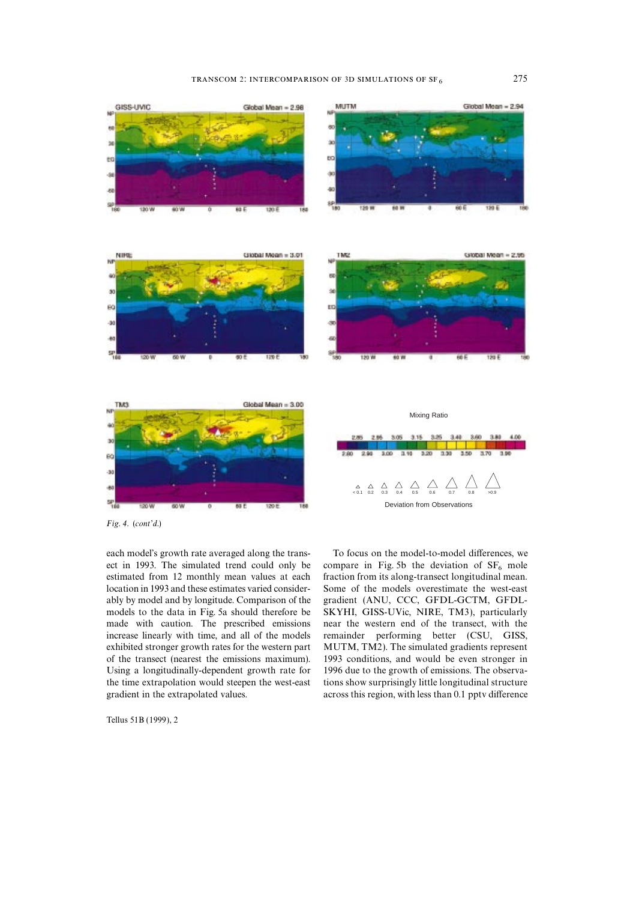*Fig. 4.* (*cont'd.*)

each model's growth rate averaged along the transect in 1993. The simulated trend could only be estimated from 12 monthly mean values at each location in 1993 and these estimates varied considerably by model and by longitude. Comparison of the models to the data in Fig. 5a should therefore be made with caution. The prescribed emissions increase linearly with time, and all of the models exhibited stronger growth rates for the western part of the transect (nearest the emissions maximum). Using a longitudinally-dependent growth rate for the time extrapolation would steepen the west-east gradient in the extrapolated values.

To focus on the model-to-model differences, we compare in Fig. 5b the deviation of $SF_6$ mole fraction from its along-transect longitudinal mean. Some of the models overestimate the west-east gradient (ANU, CCC, GFDL-GCTM, GFDL-SKYHI, GISS-UVic, NIRE, TM3), particularly near the western end of the transect, with the remainder performing better (CSU, GISS, MUTM, TM2). The simulated gradients represent 1993 conditions, and would be even stronger in 1996 due to the growth of emissions. The observations show surprisingly little longitudinal structure across this region, with less than 0.1 pptv difference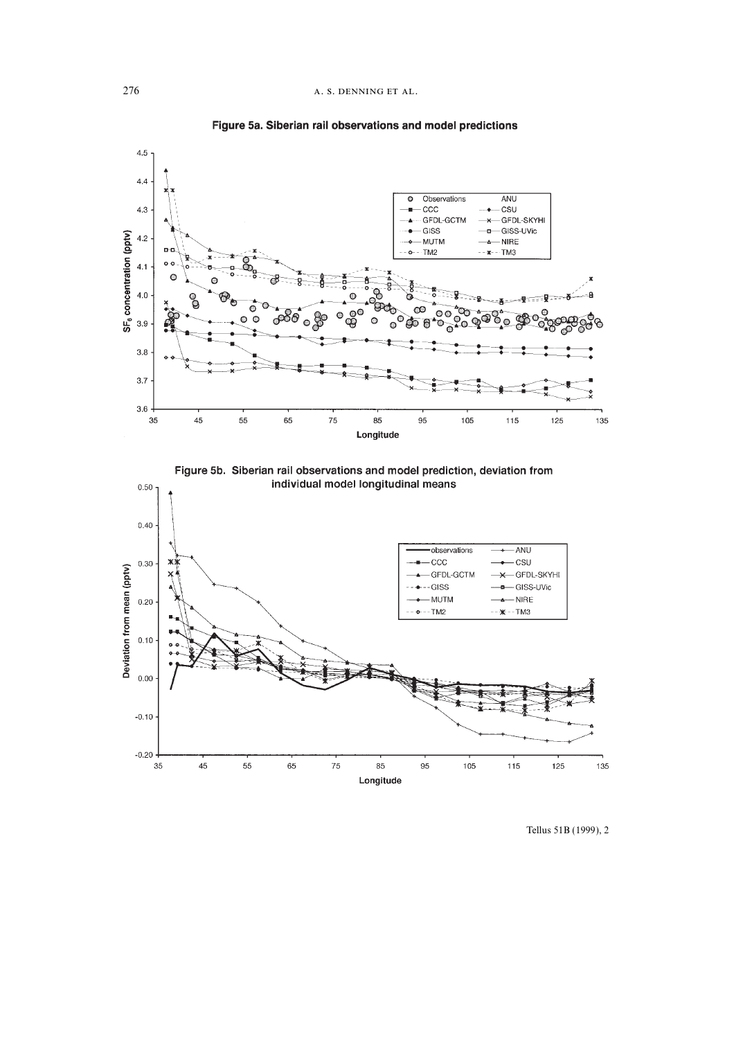**Figure 5a. Siberian rail observations and model predictions**

**Figure 5b. Siberian rail observations and model prediction, deviation from individual model longitudinal means**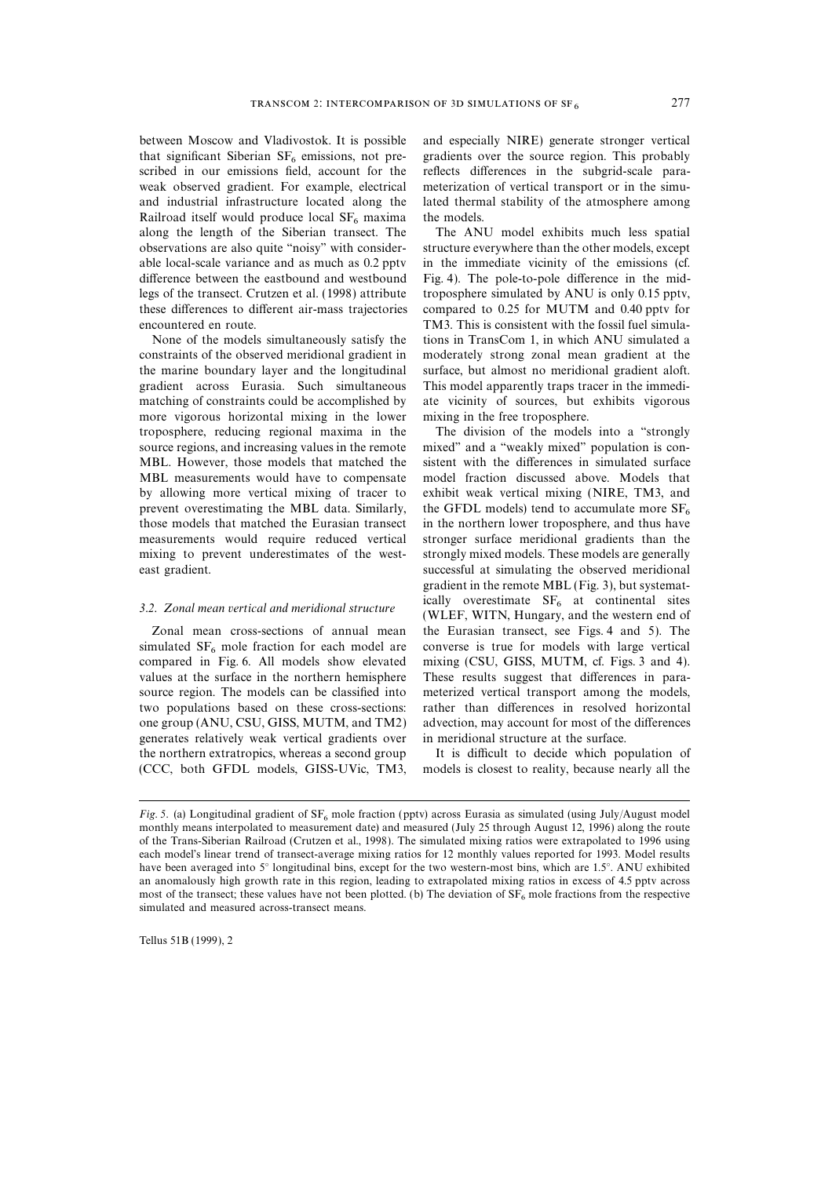between Moscow and Vladivostok. It is possible that significant Siberian $SF_6$ emissions, not prescribed in our emissions field, account for the weak observed gradient. For example, electrical and industrial infrastructure located along the Railroad itself would produce local $SF_6$ maxima along the length of the Siberian transect. The observations are also quite "noisy" with considerable local-scale variance and as much as 0.2 pptv difference between the eastbound and westbound legs of the transect. Crutzen et al. (1998) attribute these differences to different air-mass trajectories encountered en route.

None of the models simultaneously satisfy the constraints of the observed meridional gradient in the marine boundary layer and the longitudinal gradient across Eurasia. Such simultaneous matching of constraints could be accomplished by more vigorous horizontal mixing in the lower troposphere, reducing regional maxima in the source regions, and increasing values in the remote MBL. However, those models that matched the MBL measurements would have to compensate by allowing more vertical mixing of tracer to prevent overestimating the MBL data. Similarly, those models that matched the Eurasian transect measurements would require reduced vertical mixing to prevent underestimates of the west-east gradient.

### 3.2. Zonal mean vertical and meridional structure

Zonal mean cross-sections of annual mean simulated $SF_6$ mole fraction for each model are compared in Fig. 6. All models show elevated values at the surface in the northern hemisphere source region. The models can be classified into two populations based on these cross-sections: one group (ANU, CSU, GISS, MUTM, and TM2) generates relatively weak vertical gradients over the northern extratropics, whereas a second group (CCC, both GFDL models, GISS-UVic, TM3, and especially NIRE) generate stronger vertical gradients over the source region. This probably reflects differences in the subgrid-scale parameterization of vertical transport or in the simulated thermal stability of the atmosphere among the models.

The ANU model exhibits much less spatial structure everywhere than the other models, except in the immediate vicinity of the emissions (cf. Fig. 4). The pole-to-pole difference in the mid-troposphere simulated by ANU is only 0.15 pptv, compared to 0.25 for MUTM and 0.40 pptv for TM3. This is consistent with the fossil fuel simulations in TransCom 1, in which ANU simulated a moderately strong zonal mean gradient at the surface, but almost no meridional gradient aloft. This model apparently traps tracer in the immediate vicinity of sources, but exhibits vigorous mixing in the free troposphere.

The division of the models into a "strongly mixed" and a "weakly mixed" population is consistent with the differences in simulated surface model fraction discussed above. Models that exhibit weak vertical mixing (NIRE, TM3, and the GFDL models) tend to accumulate more $SF_6$ in the northern lower troposphere, and thus have stronger surface meridional gradients than the strongly mixed models. These models are generally successful at simulating the observed meridional gradient in the remote MBL (Fig. 3), but systematically overestimate $SF_6$ at continental sites (WLEF, WITN, Hungary, and the western end of the Eurasian transect, see Figs. 4 and 5). The converse is true for models with large vertical mixing (CSU, GISS, MUTM, cf. Figs. 3 and 4). These results suggest that differences in parameterized vertical transport among the models, rather than differences in resolved horizontal advection, may account for most of the differences in meridional structure at the surface.

It is difficult to decide which population of models is closest to reality, because nearly all the

*Fig. 5.* (a) Longitudinal gradient of $SF_6$ mole fraction (pptv) across Eurasia as simulated (using July/August model monthly means interpolated to measurement date) and measured (July 25 through August 12, 1996) along the route of the Trans-Siberian Railroad (Crutzen et al., 1998). The simulated mixing ratios were extrapolated to 1996 using each model's linear trend of transect-average mixing ratios for 12 monthly values reported for 1993. Model results have been averaged into 5° longitudinal bins, except for the two western-most bins, which are 1.5°. ANU exhibited an anomalously high growth rate in this region, leading to extrapolated mixing ratios in excess of 4.5 pptv across most of the transect; these values have not been plotted. (b) The deviation of $SF_6$ mole fractions from the respective simulated and measured across-transect means.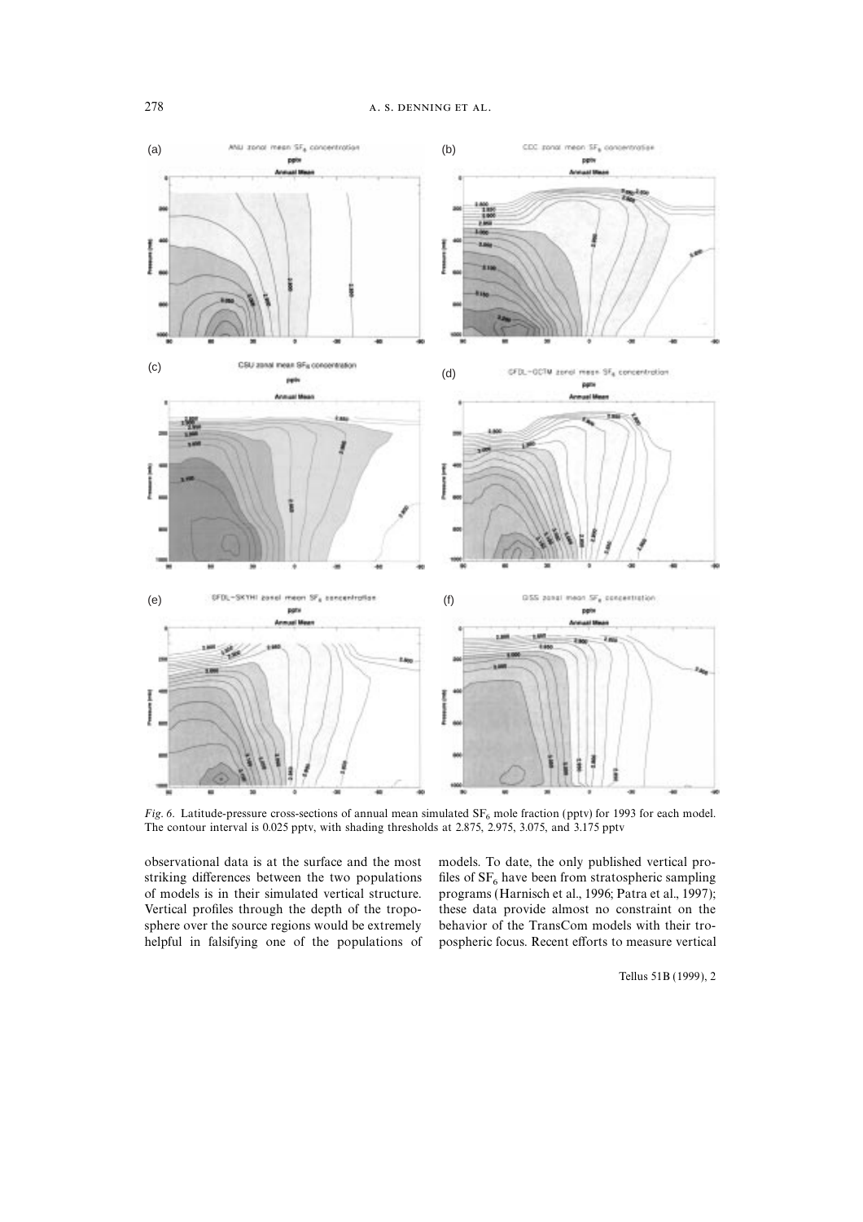*Fig. 6.* Latitude-pressure cross-sections of annual mean simulated $SF_6$ mole fraction (pptv) for 1993 for each model. The contour interval is 0.025 pptv, with shading thresholds at 2.875, 2.975, 3.075, and 3.175 pptv

observational data is at the surface and the most striking differences between the two populations of models is in their simulated vertical structure. Vertical profiles through the depth of the troposphere over the source regions would be extremely helpful in falsifying one of the populations of models. To date, the only published vertical profiles of $SF_6$ have been from stratospheric sampling programs (Harnisch et al., 1996; Patra et al., 1997); these data provide almost no constraint on the behavior of the TransCom models with their tropospheric focus. Recent efforts to measure vertical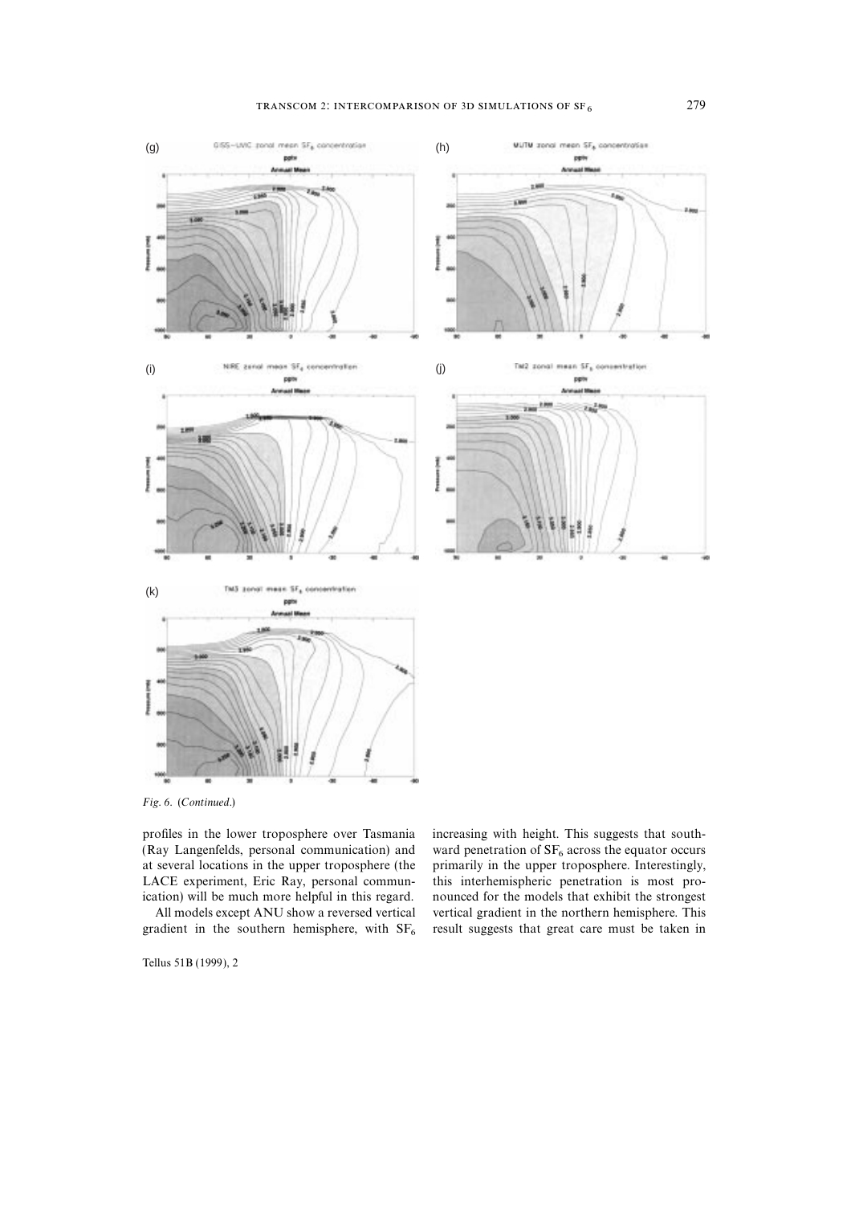*Fig. 6.* (*Continued*.)

profiles in the lower troposphere over Tasmania (Ray Langenfelds, personal communication) and at several locations in the upper troposphere (the LACE experiment, Eric Ray, personal communication) will be much more helpful in this regard.

All models except ANU show a reversed vertical gradient in the southern hemisphere, with $SF_6$ increasing with height. This suggests that southward penetration of $SF_6$ across the equator occurs primarily in the upper troposphere. Interestingly, this interhemispheric penetration is most pronounced for the models that exhibit the strongest vertical gradient in the northern hemisphere. This result suggests that great care must be taken in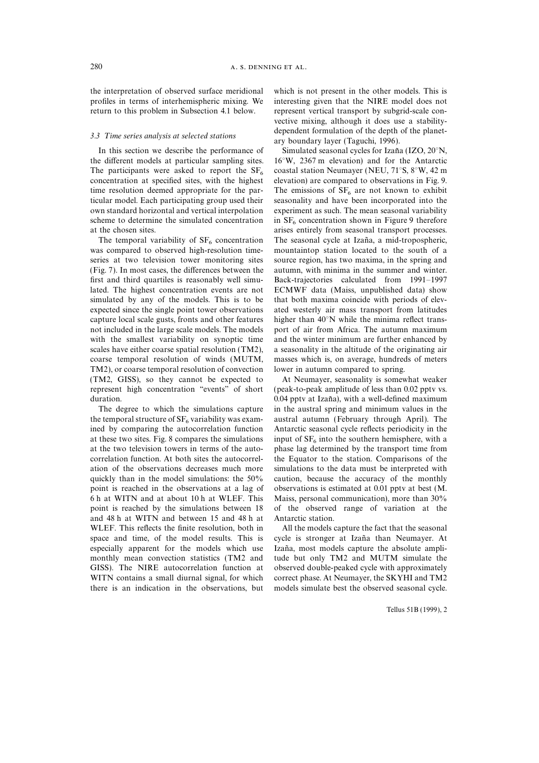the interpretation of observed surface meridional profiles in terms of interhemispheric mixing. We return to this problem in Subsection 4.1 below.

### 3.3 Time series analysis at selected stations

In this section we describe the performance of the different models at particular sampling sites. The participants were asked to report the $SF_6$ concentration at specified sites, with the highest time resolution deemed appropriate for the particular model. Each participating group used their own standard horizontal and vertical interpolation scheme to determine the simulated concentration at the chosen sites.

The temporal variability of $SF_6$ concentration was compared to observed high-resolution timeseries at two television tower monitoring sites (Fig. 7). In most cases, the differences between the first and third quartiles is reasonably well simulated. The highest concentration events are not simulated by any of the models. This is to be expected since the single point tower observations capture local scale gusts, fronts and other features not included in the large scale models. The models with the smallest variability on synoptic time scales have either coarse spatial resolution (TM2), coarse temporal resolution of winds (MUTM, TM2), or coarse temporal resolution of convection (TM2, GISS), so they cannot be expected to represent high concentration "events" of short duration.

The degree to which the simulations capture the temporal structure of $SF_6$ variability was examined by comparing the autocorrelation function at these two sites. Fig. 8 compares the simulations at the two television towers in terms of the autocorrelation function. At both sites the autocorrelation of the observations decreases much more quickly than in the model simulations: the 50% point is reached in the observations at a lag of 6 h at WITN and at about 10 h at WLEF. This point is reached by the simulations between 18 and 48 h at WITN and between 15 and 48 h at WLEF. This reflects the finite resolution, both in space and time, of the model results. This is especially apparent for the models which use monthly mean convection statistics (TM2 and GISS). The NIRE autocorrelation function at WITN contains a small diurnal signal, for which there is an indication in the observations, but which is not present in the other models. This is interesting given that the NIRE model does not represent vertical transport by subgrid-scale convective mixing, although it does use a stability-dependent formulation of the depth of the planetary boundary layer (Taguchi, 1996).

Simulated seasonal cycles for Izaña (IZO, 20°N, 16°W, 2367 m elevation) and for the Antarctic coastal station Neumayer (NEU, 71°S, 8°W, 42 m elevation) are compared to observations in Fig. 9. The emissions of $SF_6$ are not known to exhibit seasonality and have been incorporated into the experiment as such. The mean seasonal variability in $SF_6$ concentration shown in Figure 9 therefore arises entirely from seasonal transport processes. The seasonal cycle at Izaña, a mid-tropospheric, mountaintop station located to the south of a source region, has two maxima, in the spring and autumn, with minima in the summer and winter. Back-trajectories calculated from 1991–1997 ECMWF data (Maiss, unpublished data) show that both maxima coincide with periods of elevated westerly air mass transport from latitudes higher than 40°N while the minima reflect transport of air from Africa. The autumn maximum and the winter minimum are further enhanced by a seasonality in the altitude of the originating air masses which is, on average, hundreds of meters lower in autumn compared to spring.

At Neumayer, seasonality is somewhat weaker (peak-to-peak amplitude of less than 0.02 pptv vs. 0.04 pptv at Izaña), with a well-defined maximum in the austral spring and minimum values in the austral autumn (February through April). The Antarctic seasonal cycle reflects periodicity in the input of $SF_6$ into the southern hemisphere, with a phase lag determined by the transport time from the Equator to the station. Comparisons of the simulations to the data must be interpreted with caution, because the accuracy of the monthly observations is estimated at 0.01 pptv at best (M. Maiss, personal communication), more than 30% of the observed range of variation at the Antarctic station.

All the models capture the fact that the seasonal cycle is stronger at Izaña than Neumayer. At Izaña, most models capture the absolute amplitude but only TM2 and MUTM simulate the observed double-peaked cycle with approximately correct phase. At Neumayer, the SKYHI and TM2 models simulate best the observed seasonal cycle.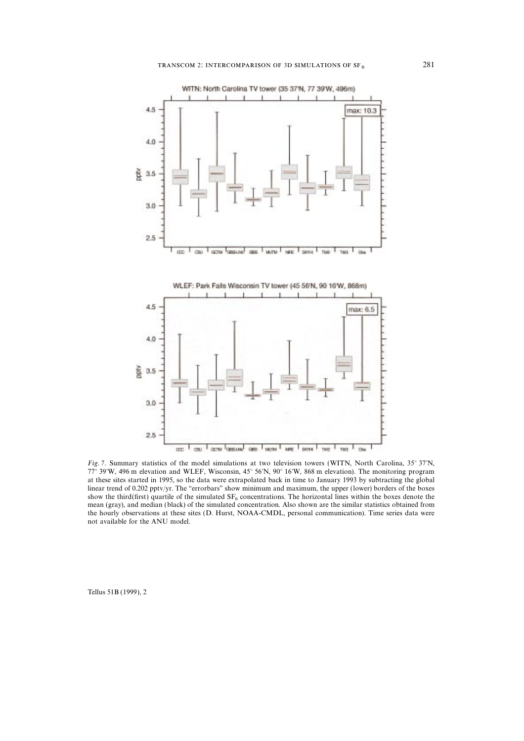*Fig. 7.* Summary statistics of the model simulations at two television towers (WITN, North Carolina, 35° 37′N, 77° 39′W, 496 m elevation and WLEF, Wisconsin, 45° 56′N, 90° 16′W, 868 m elevation). The monitoring program at these sites started in 1995, so the data were extrapolated back in time to January 1993 by subtracting the global linear trend of 0.202 pptv/yr. The "errorbars" show minimum and maximum, the upper (lower) borders of the boxes show the third(first) quartile of the simulated $SF_6$ concentrations. The horizontal lines within the boxes denote the mean (gray), and median (black) of the simulated concentration. Also shown are the similar statistics obtained from the hourly observations at these sites (D. Hurst, NOAA-CMDL, personal communication). Time series data were not available for the ANU model.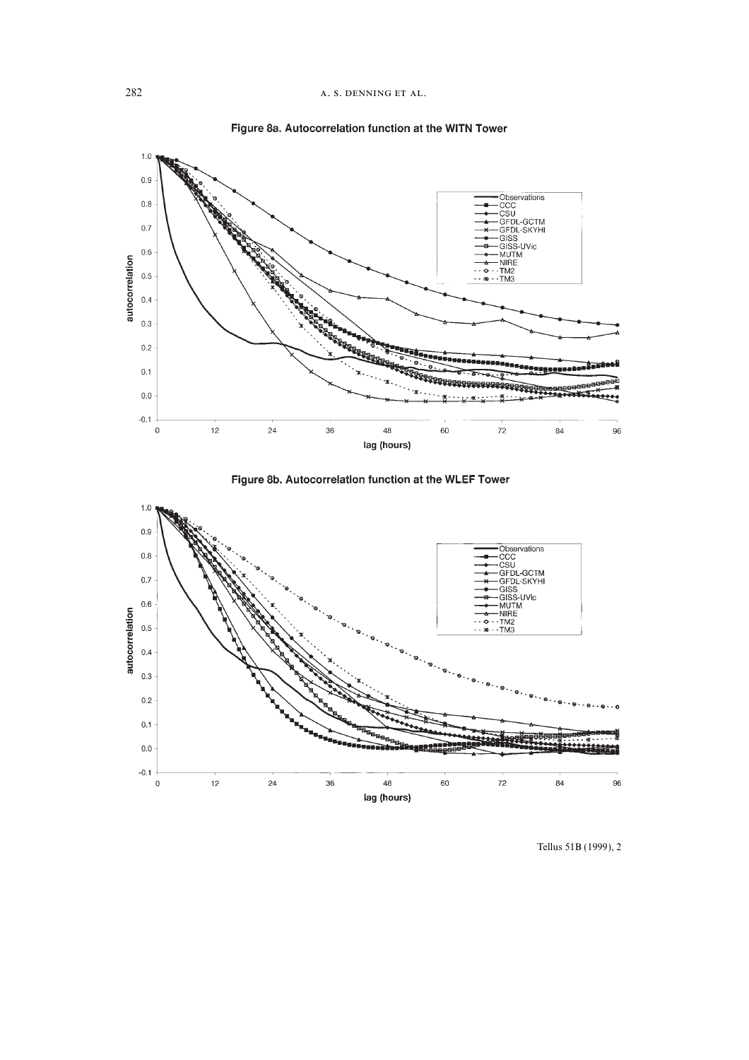**Figure 8a. Autocorrelation function at the WITN Tower**

**Figure 8b. Autocorrelation function at the WLEF Tower**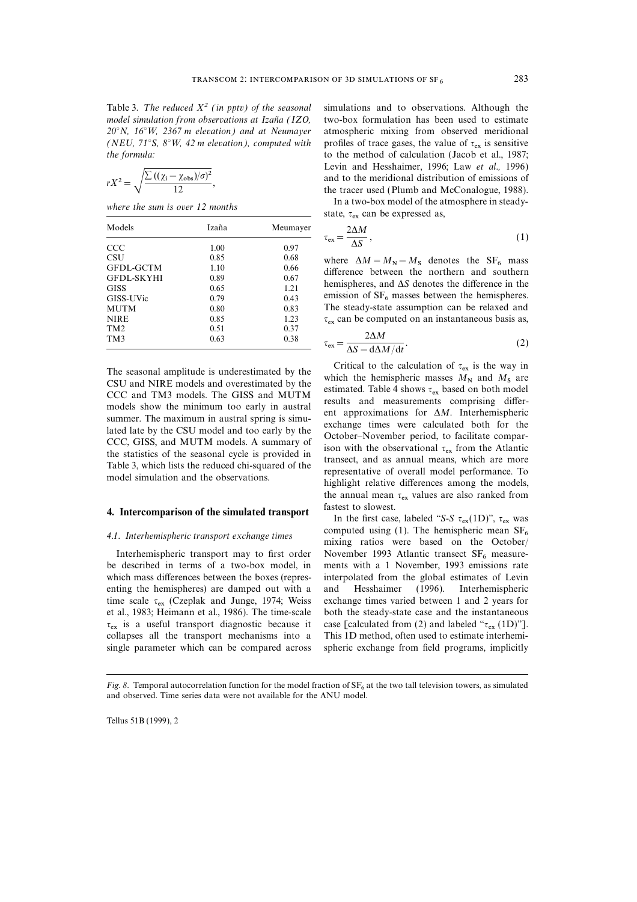Table 3. *The reduced $X^2$ (in pptv) of the seasonal model simulation from observations at Izaña (IZO, 20°N, 16°W, 2367 m elevation) and at Neumayer (NEU, 71°S, 8°W, 42 m elevation), computed with the formula:*

$$rX^2 = \sqrt{\frac{\sum((\chi_i - \chi_{obs})/\sigma)^2}{12}},$$

*where the sum is over 12 months*

| Models | Izaña | Meumayer |
|---|---|---|
| CCC | 1.00 | 0.97 |
| CSU | 0.85 | 0.68 |
| GFDL-GCTM | 1.10 | 0.66 |
| GFDL-SKYHI | 0.89 | 0.67 |
| GISS | 0.65 | 1.21 |
| GISS-UVic | 0.79 | 0.43 |
| MUTM | 0.80 | 0.83 |
| NIRE | 0.85 | 1.23 |
| TM2 | 0.51 | 0.37 |
| TM3 | 0.63 | 0.38 |

The seasonal amplitude is underestimated by the CSU and NIRE models and overestimated by the CCC and TM3 models. The GISS and MUTM models show the minimum too early in austral summer. The maximum in austral spring is simulated late by the CSU model and too early by the CCC, GISS, and MUTM models. A summary of the statistics of the seasonal cycle is provided in Table 3, which lists the reduced chi-squared of the model simulation and the observations.

## 4. Intercomparison of the simulated transport

### 4.1. *Interhemispheric transport exchange times*

Interhemispheric transport may to first order be described in terms of a two-box model, in which mass differences between the boxes (representing the hemispheres) are damped out with a time scale $\tau_{ex}$ (Czeplak and Junge, 1974; Weiss et al., 1983; Heimann et al., 1986). The time-scale $\tau_{ex}$ is a useful transport diagnostic because it collapses all the transport mechanisms into a single parameter which can be compared across simulations and to observations. Although the two-box formulation has been used to estimate atmospheric mixing from observed meridional profiles of trace gases, the value of $\tau_{ex}$ is sensitive to the method of calculation (Jacob et al., 1987; Levin and Hesshaimer, 1996; Law *et al.,* 1996) and to the meridional distribution of emissions of the tracer used (Plumb and McConalogue, 1988).

In a two-box model of the atmosphere in steady-state, $\tau_{ex}$ can be expressed as,

$$\tau_{ex} = \frac{2\Delta M}{\Delta S}, \tag{1}$$

where $\Delta M = M_N - M_S$ denotes the $SF_6$ mass difference between the northern and southern hemispheres, and $\Delta S$ denotes the difference in the emission of $SF_6$ masses between the hemispheres. The steady-state assumption can be relaxed and $\tau_{ex}$ can be computed on an instantaneous basis as,

$$\tau_{ex} = \frac{2\Delta M}{\Delta S - \mathrm{d}\Delta M/\mathrm{d}t}. \tag{2}$$

Critical to the calculation of $\tau_{ex}$ is the way in which the hemispheric masses $M_N$ and $M_S$ are estimated. Table 4 shows $\tau_{ex}$ based on both model results and measurements comprising different approximations for $\Delta M$. Interhemispheric exchange times were calculated both for the October–November period, to facilitate comparison with the observational $\tau_{ex}$ from the Atlantic transect, and as annual means, which are more representative of overall model performance. To highlight relative differences among the models, the annual mean $\tau_{ex}$ values are also ranked from fastest to slowest.

In the first case, labeled "*S-S* $\tau_{ex}$(1D)", $\tau_{ex}$ was computed using (1). The hemispheric mean $SF_6$ mixing ratios were based on the October/November 1993 Atlantic transect $SF_6$ measurements with a 1 November, 1993 emissions rate interpolated from the global estimates of Levin and Hesshaimer (1996). Interhemispheric exchange times varied between 1 and 2 years for both the steady-state case and the instantaneous case [calculated from (2) and labeled "$\tau_{ex}$ (1D)"]. This 1D method, often used to estimate interhemispheric exchange from field programs, implicitly

*Fig. 8.* Temporal autocorrelation function for the model fraction of $SF_6$ at the two tall television towers, as simulated and observed. Time series data were not available for the ANU model.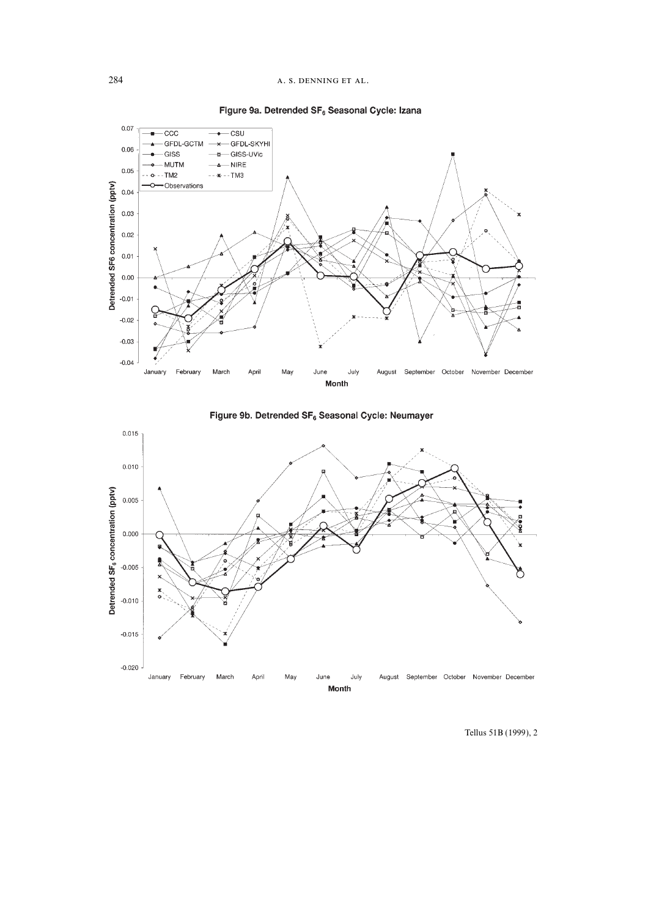Figure 9a. Detrended $SF_6$ Seasonal Cycle: Izana

Figure 9b. Detrended $SF_6$ Seasonal Cycle: Neumayer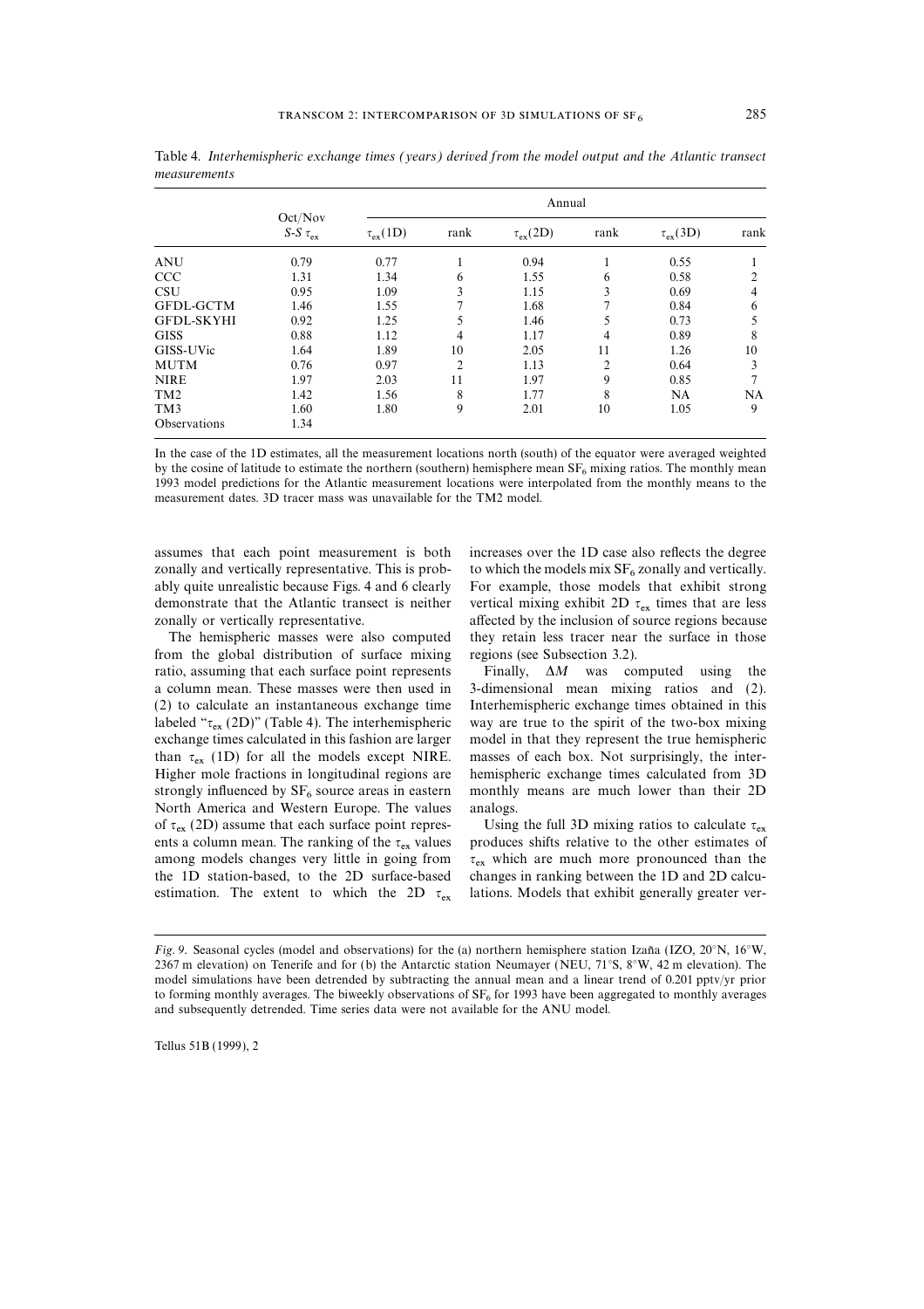Table 4. *Interhemispheric exchange times (years) derived from the model output and the Atlantic transect measurements*

| | Oct/Nov | Annual | | | | | |
|---|---|---|---|---|---|---|---|
| | *S-S* $\tau_{ex}$ | $\tau_{ex}$(1D) | rank | $\tau_{ex}$(2D) | rank | $\tau_{ex}$(3D) | rank |
| ANU | 0.79 | 0.77 | 1 | 0.94 | 1 | 0.55 | 1 |
| CCC | 1.31 | 1.34 | 6 | 1.55 | 6 | 0.58 | 2 |
| CSU | 0.95 | 1.09 | 3 | 1.15 | 3 | 0.69 | 4 |
| GFDL-GCTM | 1.46 | 1.55 | 7 | 1.68 | 7 | 0.84 | 6 |
| GFDL-SKYHI | 0.92 | 1.25 | 5 | 1.46 | 5 | 0.73 | 5 |
| GISS | 0.88 | 1.12 | 4 | 1.17 | 4 | 0.89 | 8 |
| GISS-UVic | 1.64 | 1.89 | 10 | 2.05 | 11 | 1.26 | 10 |
| MUTM | 0.76 | 0.97 | 2 | 1.13 | 2 | 0.64 | 3 |
| NIRE | 1.97 | 2.03 | 11 | 1.97 | 9 | 0.85 | 7 |
| TM2 | 1.42 | 1.56 | 8 | 1.77 | 8 | NA | NA |
| TM3 | 1.60 | 1.80 | 9 | 2.01 | 10 | 1.05 | 9 |
| Observations | 1.34 | | | | | | |

In the case of the 1D estimates, all the measurement locations north (south) of the equator were averaged weighted by the cosine of latitude to estimate the northern (southern) hemisphere mean $SF_6$ mixing ratios. The monthly mean 1993 model predictions for the Atlantic measurement locations were interpolated from the monthly means to the measurement dates. 3D tracer mass was unavailable for the TM2 model.

assumes that each point measurement is both zonally and vertically representative. This is probably quite unrealistic because Figs. 4 and 6 clearly demonstrate that the Atlantic transect is neither zonally or vertically representative.

The hemispheric masses were also computed from the global distribution of surface mixing ratio, assuming that each surface point represents a column mean. These masses were then used in (2) to calculate an instantaneous exchange time labeled "$\tau_{ex}$ (2D)" (Table 4). The interhemispheric exchange times calculated in this fashion are larger than $\tau_{ex}$ (1D) for all the models except NIRE. Higher mole fractions in longitudinal regions are strongly influenced by $SF_6$ source areas in eastern North America and Western Europe. The values of $\tau_{ex}$ (2D) assume that each surface point represents a column mean. The ranking of the $\tau_{ex}$ values among models changes very little in going from the 1D station-based, to the 2D surface-based estimation. The extent to which the 2D $\tau_{ex}$ increases over the 1D case also reflects the degree to which the models mix $SF_6$ zonally and vertically. For example, those models that exhibit strong vertical mixing exhibit 2D $\tau_{ex}$ times that are less affected by the inclusion of source regions because they retain less tracer near the surface in those regions (see Subsection 3.2).

Finally, $\Delta M$ was computed using the 3-dimensional mean mixing ratios and (2). Interhemispheric exchange times obtained in this way are true to the spirit of the two-box mixing model in that they represent the true hemispheric masses of each box. Not surprisingly, the interhemispheric exchange times calculated from 3D monthly means are much lower than their 2D analogs.

Using the full 3D mixing ratios to calculate $\tau_{ex}$ produces shifts relative to the other estimates of $\tau_{ex}$ which are much more pronounced than the changes in ranking between the 1D and 2D calculations. Models that exhibit generally greater ver-

*Fig. 9.* Seasonal cycles (model and observations) for the (a) northern hemisphere station Izaña (IZO, 20°N, 16°W, 2367 m elevation) on Tenerife and for (b) the Antarctic station Neumayer (NEU, 71°S, 8°W, 42 m elevation). The model simulations have been detrended by subtracting the annual mean and a linear trend of 0.201 pptv/yr prior to forming monthly averages. The biweekly observations of $SF_6$ for 1993 have been aggregated to monthly averages and subsequently detrended. Time series data were not available for the ANU model.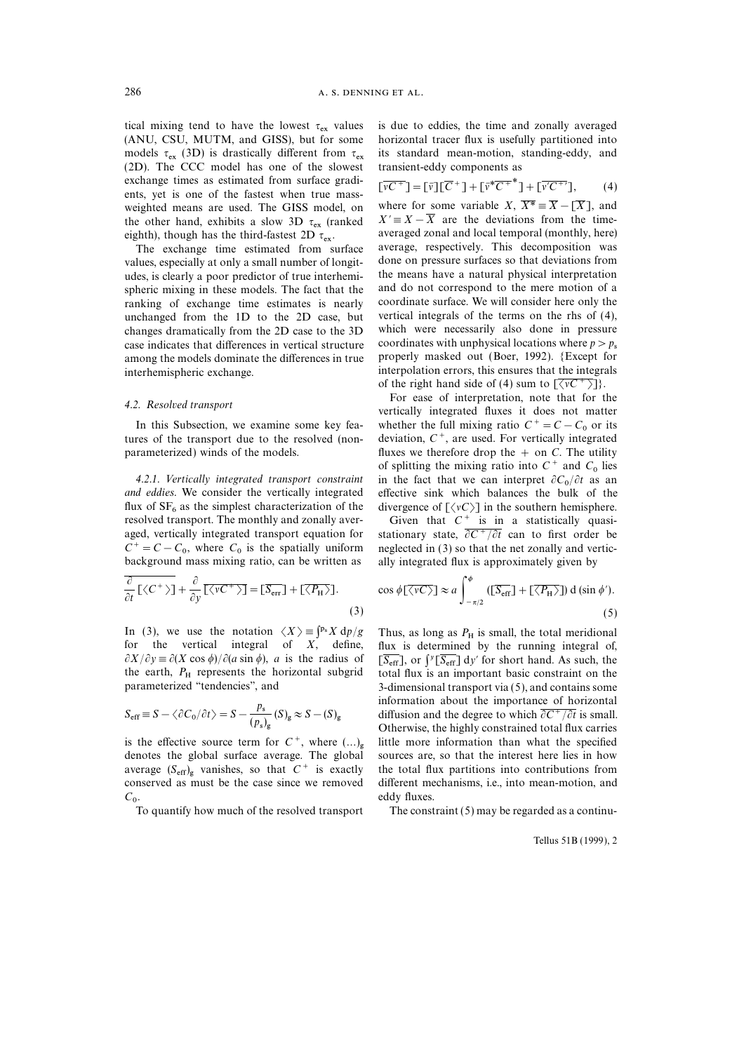tical mixing tend to have the lowest $\tau_{ex}$ values (ANU, CSU, MUTM, and GISS), but for some models $\tau_{ex}$ (3D) is drastically different from $\tau_{ex}$ (2D). The CCC model has one of the slowest exchange times as estimated from surface gradients, yet is one of the fastest when true mass-weighted means are used. The GISS model, on the other hand, exhibits a slow 3D $\tau_{ex}$ (ranked eighth), though has the third-fastest 2D $\tau_{ex}$.

The exchange time estimated from surface values, especially at only a small number of longitudes, is clearly a poor predictor of true interhemispheric mixing in these models. The fact that the ranking of exchange time estimates is nearly unchanged from the 1D to the 2D case, but changes dramatically from the 2D case to the 3D case indicates that differences in vertical structure among the models dominate the differences in true interhemispheric exchange.

### 4.2. *Resolved transport*

In this Subsection, we examine some key features of the transport due to the resolved (non-parameterized) winds of the models.

*4.2.1. Vertically integrated transport constraint and eddies.* We consider the vertically integrated flux of $SF_6$ as the simplest characterization of the resolved transport. The monthly and zonally averaged, vertically integrated transport equation for $C^+ = C - C_0$, where $C_0$ is the spatially uniform background mass mixing ratio, can be written as

$$\overline{\frac{\partial}{\partial t}[\langle C^+\rangle]} + \frac{\partial}{\partial y}\overline{[\langle vC^+\rangle]} = [\overline{S_{\mathrm{eff}}}] + [\overline{\langle P_{\mathrm{H}}\rangle}]. \tag{3}$$

In (3), we use the notation $\langle X\rangle \equiv \int^{p_s} X \, dp/g$ for the vertical integral of $X$, define, $\partial X/\partial y \equiv \partial(X\cos\phi)/\partial(a\sin\phi)$, $a$ is the radius of the earth, $P_{\mathrm{H}}$ represents the horizontal subgrid parameterized "tendencies", and

$$S_{\mathrm{eff}} \equiv S - \langle \partial C_0/\partial t\rangle = S - \frac{p_s}{(p_s)_g}(S)_g \approx S - (S)_g$$

is the effective source term for $C^+$, where $(\ldots)_g$ denotes the global surface average. The global average $(S_{\mathrm{eff}})_g$ vanishes, so that $C^+$ is exactly conserved as must be the case since we removed $C_0$.

To quantify how much of the resolved transport is due to eddies, the time and zonally averaged horizontal tracer flux is usefully partitioned into its standard mean-motion, standing-eddy, and transient-eddy components as

$$[\overline{vC^+}] = [\bar{v}][\overline{C^+}] + [\bar{v}^*\overline{C^+}^*] + [\overline{v'C^{+\prime}}], \tag{4}$$

where for some variable $X$, $\overline{X}^* \equiv \overline{X} - [\overline{X}]$, and $X' \equiv X - \overline{X}$ are the deviations from the time-averaged zonal and local temporal (monthly, here) average, respectively. This decomposition was done on pressure surfaces so that deviations from the means have a natural physical interpretation and do not correspond to the mere motion of a coordinate surface. We will consider here only the vertical integrals of the terms on the rhs of (4), which were necessarily also done in pressure coordinates with unphysical locations where $p > p_s$ properly masked out (Boer, 1992). {Except for interpolation errors, this ensures that the integrals of the right hand side of (4) sum to $[\overline{\langle vC^+\rangle}]$}.

For ease of interpretation, note that for the vertically integrated fluxes it does not matter whether the full mixing ratio $C^+ = C - C_0$ or its deviation, $C^+$, are used. For vertically integrated fluxes we therefore drop the $+$ on $C$. The utility of splitting the mixing ratio into $C^+$ and $C_0$ lies in the fact that we can interpret $\partial C_0/\partial t$ as an effective sink which balances the bulk of the divergence of $[\langle vC\rangle]$ in the southern hemisphere.

Given that $C^+$ is in a statistically quasi-stationary state, $\overline{\partial C^+/\partial t}$ can to first order be neglected in (3) so that the net zonally and vertically integrated flux is approximately given by

$$\cos\phi[\overline{\langle vC\rangle}] \approx a\int_{-\pi/2}^{\phi}([\overline{S_{\mathrm{eff}}}] + [\overline{\langle P_{\mathrm{H}}\rangle}])\, d(\sin\phi'). \tag{5}$$

Thus, as long as $P_{\mathrm{H}}$ is small, the total meridional flux is determined by the running integral of, $[\overline{S_{\mathrm{eff}}}]$, or $\int^y [\overline{S_{\mathrm{eff}}}]\, dy'$ for short hand. As such, the total flux is an important basic constraint on the 3-dimensional transport via (5), and contains some information about the importance of horizontal diffusion and the degree to which $\overline{\partial C^+/\partial t}$ is small. Otherwise, the highly constrained total flux carries little more information than what the specified sources are, so that the interest here lies in how the total flux partitions into contributions from different mechanisms, i.e., into mean-motion, and eddy fluxes.

The constraint (5) may be regarded as a continu-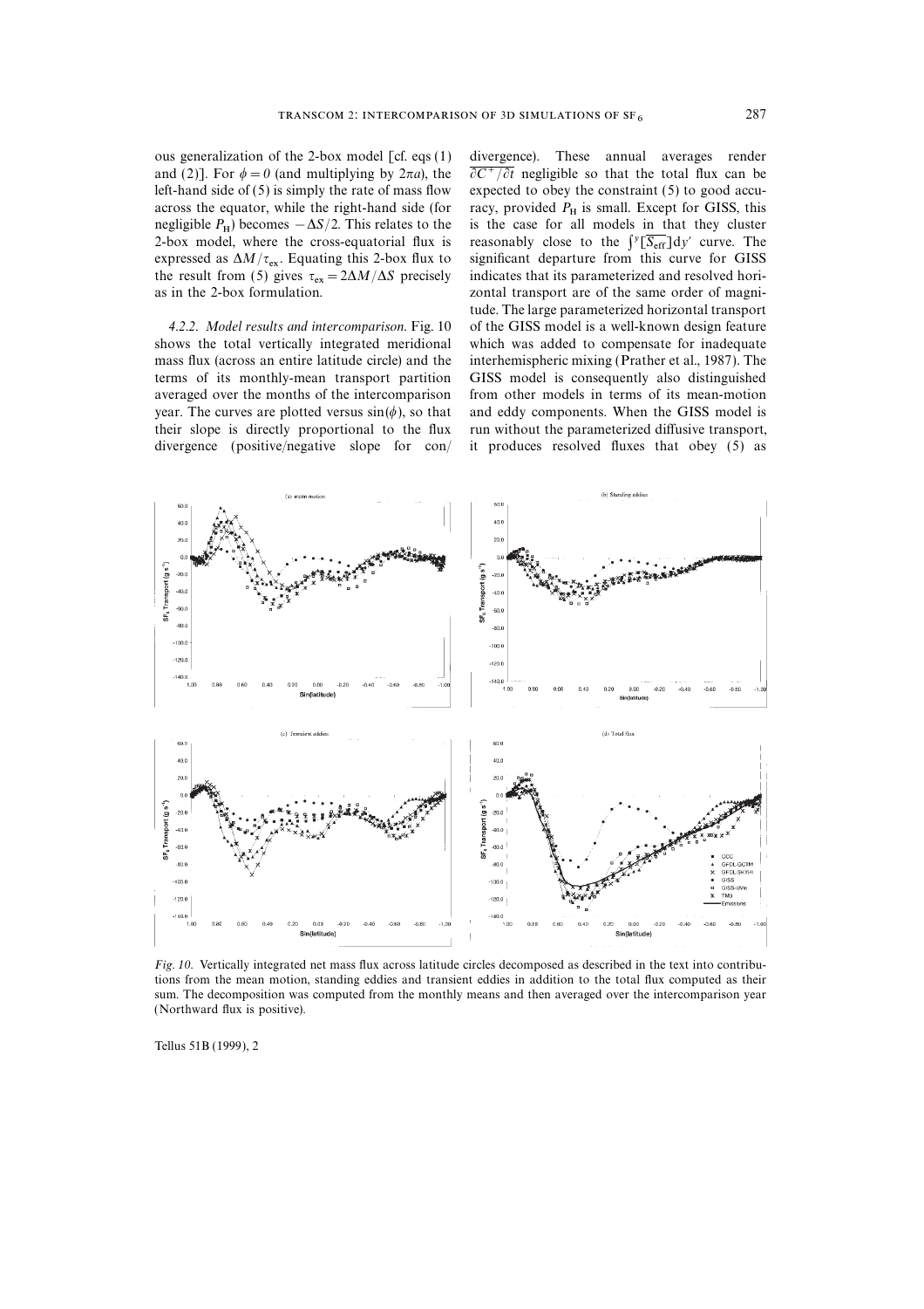ous generalization of the 2-box model [cf. eqs (1) and (2)]. For $\phi = 0$ (and multiplying by $2\pi a$), the left-hand side of (5) is simply the rate of mass flow across the equator, while the right-hand side (for negligible $P_H$) becomes $-\Delta S/2$. This relates to the 2-box model, where the cross-equatorial flux is expressed as $\Delta M/\tau_{ex}$. Equating this 2-box flux to the result from (5) gives $\tau_{ex} = 2\Delta M/\Delta S$ precisely as in the 2-box formulation.

*4.2.2. Model results and intercomparison.* Fig. 10 shows the total vertically integrated meridional mass flux (across an entire latitude circle) and the terms of its monthly-mean transport partition averaged over the months of the intercomparison year. The curves are plotted versus $\sin(\phi)$, so that their slope is directly proportional to the flux divergence (positive/negative slope for con/divergence). These annual averages render $\overline{\partial C^+/\partial t}$ negligible so that the total flux can be expected to obey the constraint (5) to good accuracy, provided $P_H$ is small. Except for GISS, this is the case for all models in that they cluster reasonably close to the $\int^y [\overline{S_{eff}}] dy'$ curve. The significant departure from this curve for GISS indicates that its parameterized and resolved horizontal transport are of the same order of magnitude. The large parameterized horizontal transport of the GISS model is a well-known design feature which was added to compensate for inadequate interhemispheric mixing (Prather et al., 1987). The GISS model is consequently also distinguished from other models in terms of its mean-motion and eddy components. When the GISS model is run without the parameterized diffusive transport, it produces resolved fluxes that obey (5) as

*Fig. 10.* Vertically integrated net mass flux across latitude circles decomposed as described in the text into contributions from the mean motion, standing eddies and transient eddies in addition to the total flux computed as their sum. The decomposition was computed from the monthly means and then averaged over the intercomparison year (Northward flux is positive).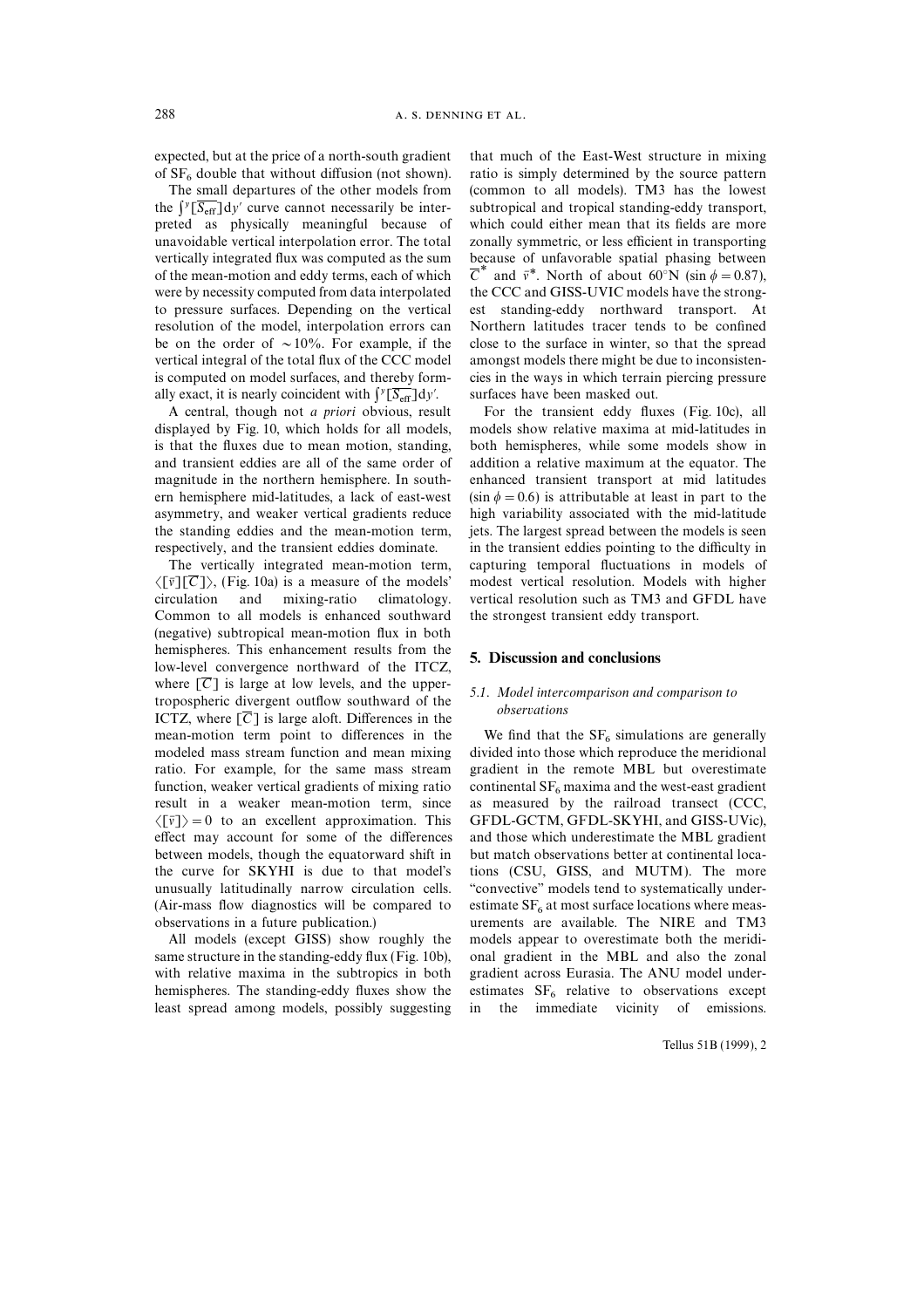expected, but at the price of a north-south gradient of $SF_6$ double that without diffusion (not shown).

The small departures of the other models from the $\int^y [\overline{S_{\rm eff}}] dy'$ curve cannot necessarily be interpreted as physically meaningful because of unavoidable vertical interpolation error. The total vertically integrated flux was computed as the sum of the mean-motion and eddy terms, each of which were by necessity computed from data interpolated to pressure surfaces. Depending on the vertical resolution of the model, interpolation errors can be on the order of $\sim 10\%$. For example, if the vertical integral of the total flux of the CCC model is computed on model surfaces, and thereby formally exact, it is nearly coincident with $\int^y [\overline{S_{\rm eff}}] dy'$.

A central, though not *a priori* obvious, result displayed by Fig. 10, which holds for all models, is that the fluxes due to mean motion, standing, and transient eddies are all of the same order of magnitude in the northern hemisphere. In southern hemisphere mid-latitudes, a lack of east-west asymmetry, and weaker vertical gradients reduce the standing eddies and the mean-motion term, respectively, and the transient eddies dominate.

The vertically integrated mean-motion term, $\langle [\bar{v}][\overline{C}] \rangle$, (Fig. 10a) is a measure of the models' circulation and mixing-ratio climatology. Common to all models is enhanced southward (negative) subtropical mean-motion flux in both hemispheres. This enhancement results from the low-level convergence northward of the ITCZ, where $[\overline{C}]$ is large at low levels, and the upper-tropospheric divergent outflow southward of the ICTZ, where $[\overline{C}]$ is large aloft. Differences in the mean-motion term point to differences in the modeled mass stream function and mean mixing ratio. For example, for the same mass stream function, weaker vertical gradients of mixing ratio result in a weaker mean-motion term, since $\langle [\bar{v}] \rangle = 0$ to an excellent approximation. This effect may account for some of the differences between models, though the equatorward shift in the curve for SKYHI is due to that model's unusually latitudinally narrow circulation cells. (Air-mass flow diagnostics will be compared to observations in a future publication.)

All models (except GISS) show roughly the same structure in the standing-eddy flux (Fig. 10b), with relative maxima in the subtropics in both hemispheres. The standing-eddy fluxes show the least spread among models, possibly suggesting that much of the East-West structure in mixing ratio is simply determined by the source pattern (common to all models). TM3 has the lowest subtropical and tropical standing-eddy transport, which could either mean that its fields are more zonally symmetric, or less efficient in transporting because of unfavorable spatial phasing between $\overline{C}^*$ and $\bar{v}^*$. North of about 60°N ($\sin \phi = 0.87$), the CCC and GISS-UVIC models have the strongest standing-eddy northward transport. At Northern latitudes tracer tends to be confined close to the surface in winter, so that the spread amongst models there might be due to inconsistencies in the ways in which terrain piercing pressure surfaces have been masked out.

For the transient eddy fluxes (Fig. 10c), all models show relative maxima at mid-latitudes in both hemispheres, while some models show in addition a relative maximum at the equator. The enhanced transient transport at mid latitudes ($\sin \phi = 0.6$) is attributable at least in part to the high variability associated with the mid-latitude jets. The largest spread between the models is seen in the transient eddies pointing to the difficulty in capturing temporal fluctuations in models of modest vertical resolution. Models with higher vertical resolution such as TM3 and GFDL have the strongest transient eddy transport.

## 5. Discussion and conclusions

### 5.1. *Model intercomparison and comparison to observations*

We find that the $SF_6$ simulations are generally divided into those which reproduce the meridional gradient in the remote MBL but overestimate continental $SF_6$ maxima and the west-east gradient as measured by the railroad transect (CCC, GFDL-GCTM, GFDL-SKYHI, and GISS-UVic), and those which underestimate the MBL gradient but match observations better at continental locations (CSU, GISS, and MUTM). The more "convective" models tend to systematically underestimate $SF_6$ at most surface locations where measurements are available. The NIRE and TM3 models appear to overestimate both the meridional gradient in the MBL and also the zonal gradient across Eurasia. The ANU model underestimates $SF_6$ relative to observations except in the immediate vicinity of emissions.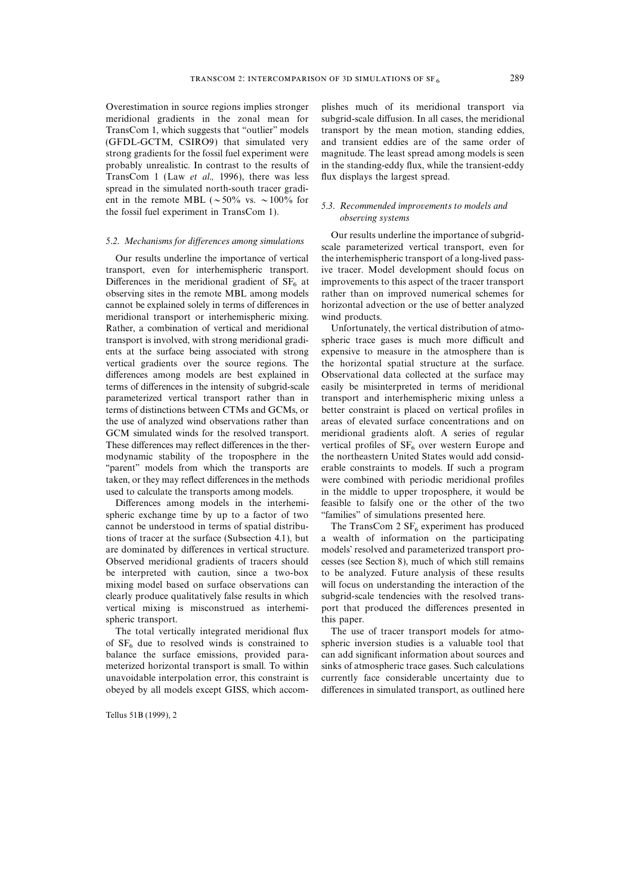Overestimation in source regions implies stronger meridional gradients in the zonal mean for TransCom 1, which suggests that "outlier" models (GFDL-GCTM, CSIRO9) that simulated very strong gradients for the fossil fuel experiment were probably unrealistic. In contrast to the results of TransCom 1 (Law *et al.,* 1996), there was less spread in the simulated north-south tracer gradient in the remote MBL ($\sim 50\%$ vs. $\sim 100\%$ for the fossil fuel experiment in TransCom 1).

### 5.2. *Mechanisms for differences among simulations*

Our results underline the importance of vertical transport, even for interhemispheric transport. Differences in the meridional gradient of $SF_6$ at observing sites in the remote MBL among models cannot be explained solely in terms of differences in meridional transport or interhemispheric mixing. Rather, a combination of vertical and meridional transport is involved, with strong meridional gradients at the surface being associated with strong vertical gradients over the source regions. The differences among models are best explained in terms of differences in the intensity of subgrid-scale parameterized vertical transport rather than in terms of distinctions between CTMs and GCMs, or the use of analyzed wind observations rather than GCM simulated winds for the resolved transport. These differences may reflect differences in the thermodynamic stability of the troposphere in the "parent" models from which the transports are taken, or they may reflect differences in the methods used to calculate the transports among models.

Differences among models in the interhemispheric exchange time by up to a factor of two cannot be understood in terms of spatial distributions of tracer at the surface (Subsection 4.1), but are dominated by differences in vertical structure. Observed meridional gradients of tracers should be interpreted with caution, since a two-box mixing model based on surface observations can clearly produce qualitatively false results in which vertical mixing is misconstrued as interhemispheric transport.

The total vertically integrated meridional flux of $SF_6$ due to resolved winds is constrained to balance the surface emissions, provided parameterized horizontal transport is small. To within unavoidable interpolation error, this constraint is obeyed by all models except GISS, which accomplishes much of its meridional transport via subgrid-scale diffusion. In all cases, the meridional transport by the mean motion, standing eddies, and transient eddies are of the same order of magnitude. The least spread among models is seen in the standing-eddy flux, while the transient-eddy flux displays the largest spread.

### 5.3. *Recommended improvements to models and observing systems*

Our results underline the importance of subgrid-scale parameterized vertical transport, even for the interhemispheric transport of a long-lived passive tracer. Model development should focus on improvements to this aspect of the tracer transport rather than on improved numerical schemes for horizontal advection or the use of better analyzed wind products.

Unfortunately, the vertical distribution of atmospheric trace gases is much more difficult and expensive to measure in the atmosphere than is the horizontal spatial structure at the surface. Observational data collected at the surface may easily be misinterpreted in terms of meridional transport and interhemispheric mixing unless a better constraint is placed on vertical profiles in areas of elevated surface concentrations and on meridional gradients aloft. A series of regular vertical profiles of $SF_6$ over western Europe and the northeastern United States would add considerable constraints to models. If such a program were combined with periodic meridional profiles in the middle to upper troposphere, it would be feasible to falsify one or the other of the two "families" of simulations presented here.

The TransCom 2 $SF_6$ experiment has produced a wealth of information on the participating models' resolved and parameterized transport processes (see Section 8), much of which still remains to be analyzed. Future analysis of these results will focus on understanding the interaction of the subgrid-scale tendencies with the resolved transport that produced the differences presented in this paper.

The use of tracer transport models for atmospheric inversion studies is a valuable tool that can add significant information about sources and sinks of atmospheric trace gases. Such calculations currently face considerable uncertainty due to differences in simulated transport, as outlined here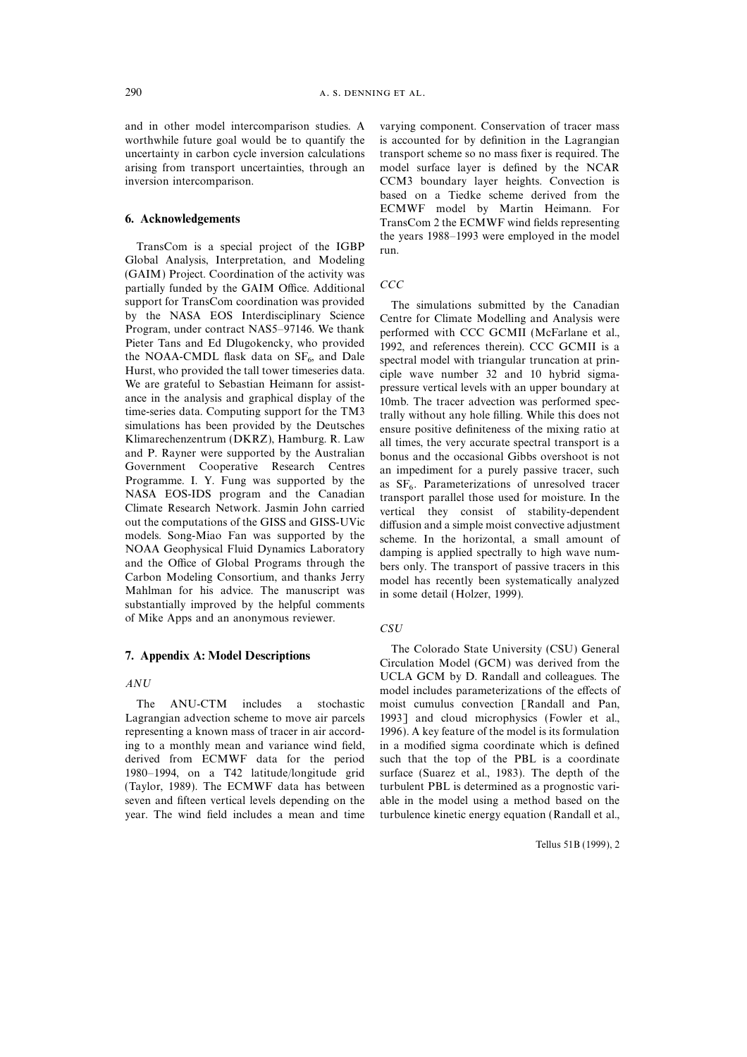and in other model intercomparison studies. A worthwhile future goal would be to quantify the uncertainty in carbon cycle inversion calculations arising from transport uncertainties, through an inversion intercomparison.

## 6. Acknowledgements

TransCom is a special project of the IGBP Global Analysis, Interpretation, and Modeling (GAIM) Project. Coordination of the activity was partially funded by the GAIM Office. Additional support for TransCom coordination was provided by the NASA EOS Interdisciplinary Science Program, under contract NAS5–97146. We thank Pieter Tans and Ed Dlugokencky, who provided the NOAA-CMDL flask data on $SF_6$, and Dale Hurst, who provided the tall tower timeseries data. We are grateful to Sebastian Heimann for assistance in the analysis and graphical display of the time-series data. Computing support for the TM3 simulations has been provided by the Deutsches Klimarechenzentrum (DKRZ), Hamburg. R. Law and P. Rayner were supported by the Australian Government Cooperative Research Centres Programme. I. Y. Fung was supported by the NASA EOS-IDS program and the Canadian Climate Research Network. Jasmin John carried out the computations of the GISS and GISS-UVic models. Song-Miao Fan was supported by the NOAA Geophysical Fluid Dynamics Laboratory and the Office of Global Programs through the Carbon Modeling Consortium, and thanks Jerry Mahlman for his advice. The manuscript was substantially improved by the helpful comments of Mike Apps and an anonymous reviewer.

## 7. Appendix A: Model Descriptions

### *ANU*

The ANU-CTM includes a stochastic Lagrangian advection scheme to move air parcels representing a known mass of tracer in air according to a monthly mean and variance wind field, derived from ECMWF data for the period 1980–1994, on a T42 latitude/longitude grid (Taylor, 1989). The ECMWF data has between seven and fifteen vertical levels depending on the year. The wind field includes a mean and time varying component. Conservation of tracer mass is accounted for by definition in the Lagrangian transport scheme so no mass fixer is required. The model surface layer is defined by the NCAR CCM3 boundary layer heights. Convection is based on a Tiedke scheme derived from the ECMWF model by Martin Heimann. For TransCom 2 the ECMWF wind fields representing the years 1988–1993 were employed in the model run.

### *CCC*

The simulations submitted by the Canadian Centre for Climate Modelling and Analysis were performed with CCC GCMII (McFarlane et al., 1992, and references therein). CCC GCMII is a spectral model with triangular truncation at principle wave number 32 and 10 hybrid sigma-pressure vertical levels with an upper boundary at 10mb. The tracer advection was performed spectrally without any hole filling. While this does not ensure positive definiteness of the mixing ratio at all times, the very accurate spectral transport is a bonus and the occasional Gibbs overshoot is not an impediment for a purely passive tracer, such as $SF_6$. Parameterizations of unresolved tracer transport parallel those used for moisture. In the vertical they consist of stability-dependent diffusion and a simple moist convective adjustment scheme. In the horizontal, a small amount of damping is applied spectrally to high wave numbers only. The transport of passive tracers in this model has recently been systematically analyzed in some detail (Holzer, 1999).

### *CSU*

The Colorado State University (CSU) General Circulation Model (GCM) was derived from the UCLA GCM by D. Randall and colleagues. The model includes parameterizations of the effects of moist cumulus convection [Randall and Pan, 1993] and cloud microphysics (Fowler et al., 1996). A key feature of the model is its formulation in a modified sigma coordinate which is defined such that the top of the PBL is a coordinate surface (Suarez et al., 1983). The depth of the turbulent PBL is determined as a prognostic variable in the model using a method based on the turbulence kinetic energy equation (Randall et al.,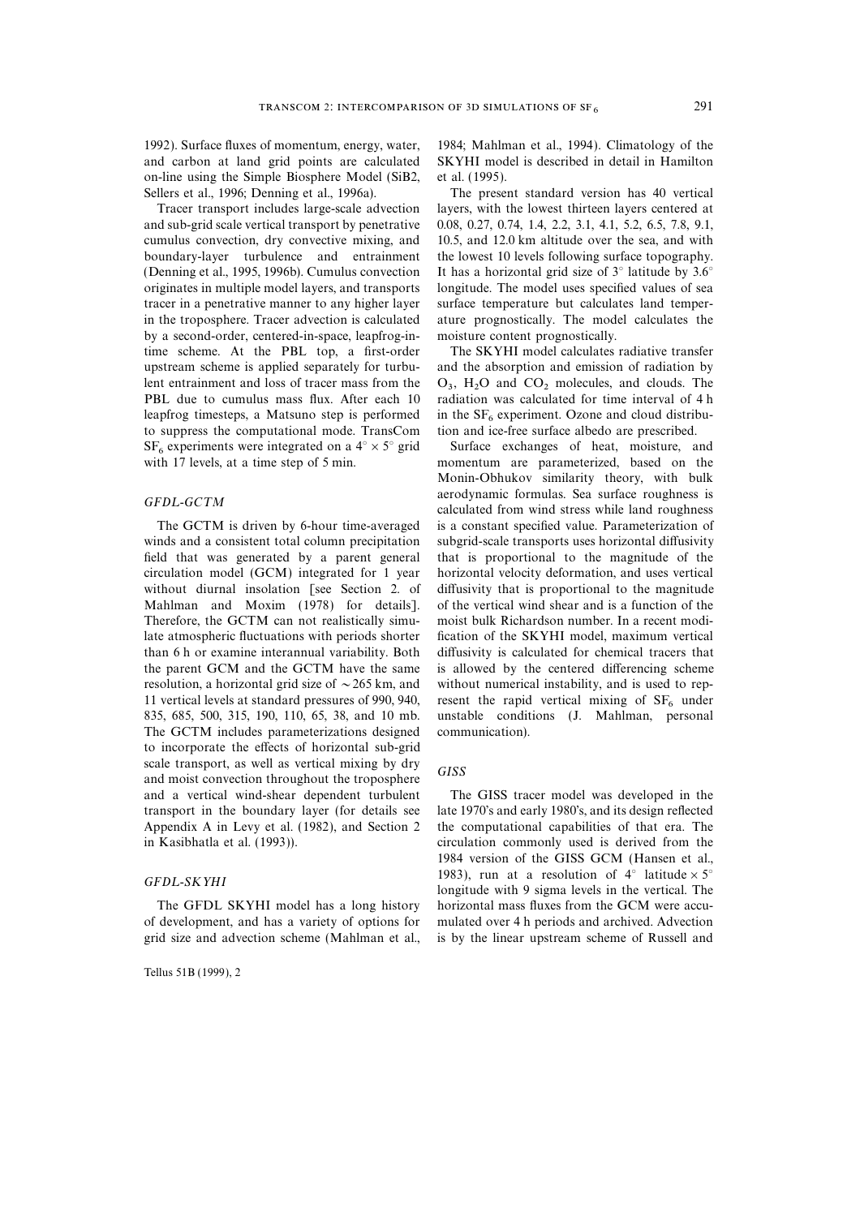1992). Surface fluxes of momentum, energy, water, and carbon at land grid points are calculated on-line using the Simple Biosphere Model (SiB2, Sellers et al., 1996; Denning et al., 1996a).

Tracer transport includes large-scale advection and sub-grid scale vertical transport by penetrative cumulus convection, dry convective mixing, and boundary-layer turbulence and entrainment (Denning et al., 1995, 1996b). Cumulus convection originates in multiple model layers, and transports tracer in a penetrative manner to any higher layer in the troposphere. Tracer advection is calculated by a second-order, centered-in-space, leapfrog-in-time scheme. At the PBL top, a first-order upstream scheme is applied separately for turbulent entrainment and loss of tracer mass from the PBL due to cumulus mass flux. After each 10 leapfrog timesteps, a Matsuno step is performed to suppress the computational mode. TransCom $SF_6$ experiments were integrated on a $4^\circ \times 5^\circ$ grid with 17 levels, at a time step of 5 min.

### *GFDL-GCTM*

The GCTM is driven by 6-hour time-averaged winds and a consistent total column precipitation field that was generated by a parent general circulation model (GCM) integrated for 1 year without diurnal insolation [see Section 2. of Mahlman and Moxim (1978) for details]. Therefore, the GCTM can not realistically simulate atmospheric fluctuations with periods shorter than 6 h or examine interannual variability. Both the parent GCM and the GCTM have the same resolution, a horizontal grid size of $\sim 265$ km, and 11 vertical levels at standard pressures of 990, 940, 835, 685, 500, 315, 190, 110, 65, 38, and 10 mb. The GCTM includes parameterizations designed to incorporate the effects of horizontal sub-grid scale transport, as well as vertical mixing by dry and moist convection throughout the troposphere and a vertical wind-shear dependent turbulent transport in the boundary layer (for details see Appendix A in Levy et al. (1982), and Section 2 in Kasibhatla et al. (1993)).

### *GFDL-SKYHI*

The GFDL SKYHI model has a long history of development, and has a variety of options for grid size and advection scheme (Mahlman et al., 1984; Mahlman et al., 1994). Climatology of the SKYHI model is described in detail in Hamilton et al. (1995).

The present standard version has 40 vertical layers, with the lowest thirteen layers centered at 0.08, 0.27, 0.74, 1.4, 2.2, 3.1, 4.1, 5.2, 6.5, 7.8, 9.1, 10.5, and 12.0 km altitude over the sea, and with the lowest 10 levels following surface topography. It has a horizontal grid size of $3^\circ$ latitude by $3.6^\circ$ longitude. The model uses specified values of sea surface temperature but calculates land temperature prognostically. The model calculates the moisture content prognostically.

The SKYHI model calculates radiative transfer and the absorption and emission of radiation by $O_3$, $H_2O$ and $CO_2$ molecules, and clouds. The radiation was calculated for time interval of 4 h in the $SF_6$ experiment. Ozone and cloud distribution and ice-free surface albedo are prescribed.

Surface exchanges of heat, moisture, and momentum are parameterized, based on the Monin-Obhukov similarity theory, with bulk aerodynamic formulas. Sea surface roughness is calculated from wind stress while land roughness is a constant specified value. Parameterization of subgrid-scale transports uses horizontal diffusivity that is proportional to the magnitude of the horizontal velocity deformation, and uses vertical diffusivity that is proportional to the magnitude of the vertical wind shear and is a function of the moist bulk Richardson number. In a recent modification of the SKYHI model, maximum vertical diffusivity is calculated for chemical tracers that is allowed by the centered differencing scheme without numerical instability, and is used to represent the rapid vertical mixing of $SF_6$ under unstable conditions (J. Mahlman, personal communication).

### *GISS*

The GISS tracer model was developed in the late 1970's and early 1980's, and its design reflected the computational capabilities of that era. The circulation commonly used is derived from the 1984 version of the GISS GCM (Hansen et al., 1983), run at a resolution of $4^\circ$ latitude $\times 5^\circ$ longitude with 9 sigma levels in the vertical. The horizontal mass fluxes from the GCM were accumulated over 4 h periods and archived. Advection is by the linear upstream scheme of Russell and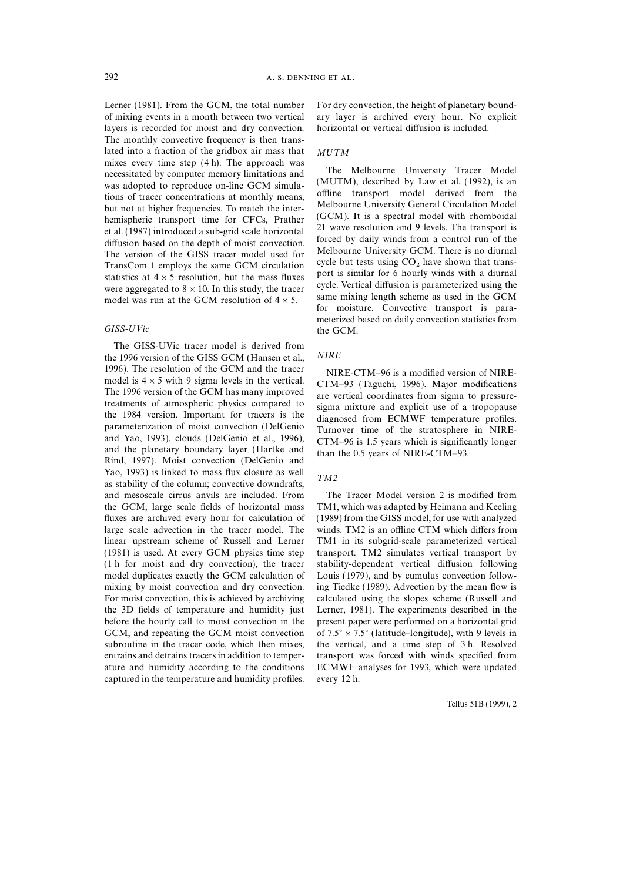Lerner (1981). From the GCM, the total number of mixing events in a month between two vertical layers is recorded for moist and dry convection. The monthly convective frequency is then translated into a fraction of the gridbox air mass that mixes every time step (4 h). The approach was necessitated by computer memory limitations and was adopted to reproduce on-line GCM simulations of tracer concentrations at monthly means, but not at higher frequencies. To match the interhemispheric transport time for CFCs, Prather et al. (1987) introduced a sub-grid scale horizontal diffusion based on the depth of moist convection. The version of the GISS tracer model used for TransCom 1 employs the same GCM circulation statistics at $4 \times 5$ resolution, but the mass fluxes were aggregated to $8 \times 10$. In this study, the tracer model was run at the GCM resolution of $4 \times 5$.

### *GISS-UVic*

The GISS-UVic tracer model is derived from the 1996 version of the GISS GCM (Hansen et al., 1996). The resolution of the GCM and the tracer model is $4 \times 5$ with 9 sigma levels in the vertical. The 1996 version of the GCM has many improved treatments of atmospheric physics compared to the 1984 version. Important for tracers is the parameterization of moist convection (DelGenio and Yao, 1993), clouds (DelGenio et al., 1996), and the planetary boundary layer (Hartke and Rind, 1997). Moist convection (DelGenio and Yao, 1993) is linked to mass flux closure as well as stability of the column; convective downdrafts, and mesoscale cirrus anvils are included. From the GCM, large scale fields of horizontal mass fluxes are archived every hour for calculation of large scale advection in the tracer model. The linear upstream scheme of Russell and Lerner (1981) is used. At every GCM physics time step (1 h for moist and dry convection), the tracer model duplicates exactly the GCM calculation of mixing by moist convection and dry convection. For moist convection, this is achieved by archiving the 3D fields of temperature and humidity just before the hourly call to moist convection in the GCM, and repeating the GCM moist convection subroutine in the tracer code, which then mixes, entrains and detrains tracers in addition to temperature and humidity according to the conditions captured in the temperature and humidity profiles. For dry convection, the height of planetary boundary layer is archived every hour. No explicit horizontal or vertical diffusion is included.

### *MUTM*

The Melbourne University Tracer Model (MUTM), described by Law et al. (1992), is an offline transport model derived from the Melbourne University General Circulation Model (GCM). It is a spectral model with rhomboidal 21 wave resolution and 9 levels. The transport is forced by daily winds from a control run of the Melbourne University GCM. There is no diurnal cycle but tests using $CO_2$ have shown that transport is similar for 6 hourly winds with a diurnal cycle. Vertical diffusion is parameterized using the same mixing length scheme as used in the GCM for moisture. Convective transport is parameterized based on daily convection statistics from the GCM.

### *NIRE*

NIRE-CTM–96 is a modified version of NIRE-CTM–93 (Taguchi, 1996). Major modifications are vertical coordinates from sigma to pressure-sigma mixture and explicit use of a tropopause diagnosed from ECMWF temperature profiles. Turnover time of the stratosphere in NIRE-CTM–96 is 1.5 years which is significantly longer than the 0.5 years of NIRE-CTM–93.

### *TM2*

The Tracer Model version 2 is modified from TM1, which was adapted by Heimann and Keeling (1989) from the GISS model, for use with analyzed winds. TM2 is an offline CTM which differs from TM1 in its subgrid-scale parameterized vertical transport. TM2 simulates vertical transport by stability-dependent vertical diffusion following Louis (1979), and by cumulus convection following Tiedke (1989). Advection by the mean flow is calculated using the slopes scheme (Russell and Lerner, 1981). The experiments described in the present paper were performed on a horizontal grid of $7.5^\circ \times 7.5^\circ$ (latitude–longitude), with 9 levels in the vertical, and a time step of 3 h. Resolved transport was forced with winds specified from ECMWF analyses for 1993, which were updated every 12 h.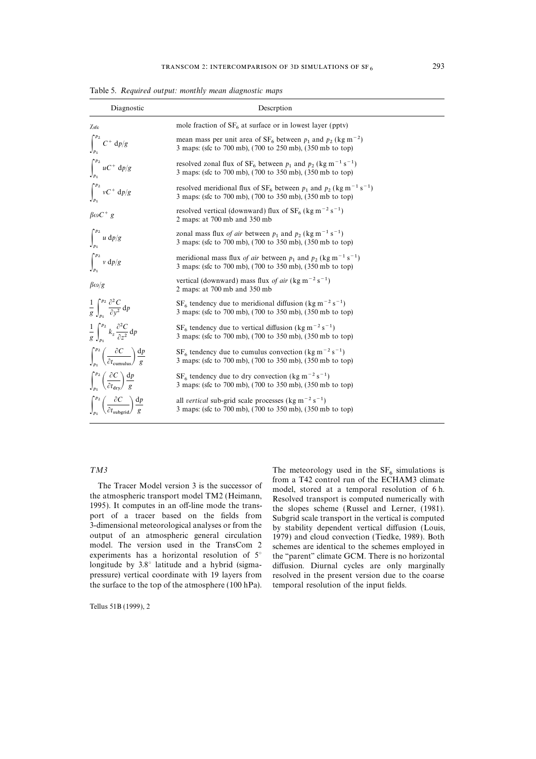Table 5. *Required output: monthly mean diagnostic maps*

| Diagnostic | Descrption |
|---|---|
| $\chi_{\text{sfc}}$ | mole fraction of $SF_6$ at surface or in lowest layer (pptv) |
| $\int_{p_1}^{p_2} C^+ \, \mathrm{d}p/g$ | mean mass per unit area of $SF_6$ between $p_1$ and $p_2$ (kg m$^{-2}$)<br>3 maps: (sfc to 700 mb), (700 to 250 mb), (350 mb to top) |
| $\int_{p_1}^{p_2} uC^+ \, \mathrm{d}p/g$ | resolved zonal flux of $SF_6$ between $p_1$ and $p_2$ (kg m$^{-1}$ s$^{-1}$)<br>3 maps: (sfc to 700 mb), (700 to 350 mb), (350 mb to top) |
| $\int_{p_1}^{p_2} vC^+ \, \mathrm{d}p/g$ | resolved meridional flux of $SF_6$ between $p_1$ and $p_2$ (kg m$^{-1}$ s$^{-1}$)<br>3 maps: (sfc to 700 mb), (700 to 350 mb), (350 mb to top) |
| $\beta \omega C^+ \, g$ | resolved vertical (downward) flux of $SF_6$ (kg m$^{-2}$ s$^{-1}$)<br>2 maps: at 700 mb and 350 mb |
| $\int_{p_1}^{p_2} u \, \mathrm{d}p/g$ | zonal mass flux *of air* between $p_1$ and $p_2$ (kg m$^{-1}$ s$^{-1}$)<br>3 maps: (sfc to 700 mb), (700 to 350 mb), (350 mb to top) |
| $\int_{p_1}^{p_2} v \, \mathrm{d}p/g$ | meridional mass flux *of air* between $p_1$ and $p_2$ (kg m$^{-1}$ s$^{-1}$)<br>3 maps: (sfc to 700 mb), (700 to 350 mb), (350 mb to top) |
| $\beta \omega / g$ | vertical (downward) mass flux *of air* (kg m$^{-2}$ s$^{-1}$)<br>2 maps: at 700 mb and 350 mb |
| $\frac{1}{g} \int_{p_1}^{p_2} \frac{\partial^2 C}{\partial y^2} \, \mathrm{d}p$ | $SF_6$ tendency due to meridional diffusion (kg m$^{-2}$ s$^{-1}$)<br>3 maps: (sfc to 700 mb), (700 to 350 mb), (350 mb to top) |
| $\frac{1}{g} \int_{p_1}^{p_2} k_z \frac{\partial^2 C}{\partial z^2} \, \mathrm{d}p$ | $SF_6$ tendency due to vertical diffusion (kg m$^{-2}$ s$^{-1}$)<br>3 maps: (sfc to 700 mb), (700 to 350 mb), (350 mb to top) |
| $\int_{p_1}^{p_2} \left( \frac{\partial C}{\partial t_{\text{cumulus}}} \right) \frac{\mathrm{d}p}{g}$ | $SF_6$ tendency due to cumulus convection (kg m$^{-2}$ s$^{-1}$)<br>3 maps: (sfc to 700 mb), (700 to 350 mb), (350 mb to top) |
| $\int_{p_1}^{p_2} \left( \frac{\partial C}{\partial t_{\text{dry}}} \right) \frac{\mathrm{d}p}{g}$ | $SF_6$ tendency due to dry convection (kg m$^{-2}$ s$^{-1}$)<br>3 maps: (sfc to 700 mb), (700 to 350 mb), (350 mb to top) |
| $\int_{p_1}^{p_2} \left( \frac{\partial C}{\partial t_{\text{subgrid}}} \right) \frac{\mathrm{d}p}{g}$ | all *vertical* sub-grid scale processes (kg m$^{-2}$ s$^{-1}$)<br>3 maps: (sfc to 700 mb), (700 to 350 mb), (350 mb to top) |

### *TM3*

The Tracer Model version 3 is the successor of the atmospheric transport model TM2 (Heimann, 1995). It computes in an off-line mode the transport of a tracer based on the fields from 3-dimensional meteorological analyses or from the output of an atmospheric general circulation model. The version used in the TransCom 2 experiments has a horizontal resolution of 5° longitude by 3.8° latitude and a hybrid (sigma-pressure) vertical coordinate with 19 layers from the surface to the top of the atmosphere (100 hPa). The meteorology used in the $SF_6$ simulations is from a T42 control run of the ECHAM3 climate model, stored at a temporal resolution of 6 h. Resolved transport is computed numerically with the slopes scheme (Russel and Lerner, (1981). Subgrid scale transport in the vertical is computed by stability dependent vertical diffusion (Louis, 1979) and cloud convection (Tiedke, 1989). Both schemes are identical to the schemes employed in the "parent" climate GCM. There is no horizontal diffusion. Diurnal cycles are only marginally resolved in the present version due to the coarse temporal resolution of the input fields.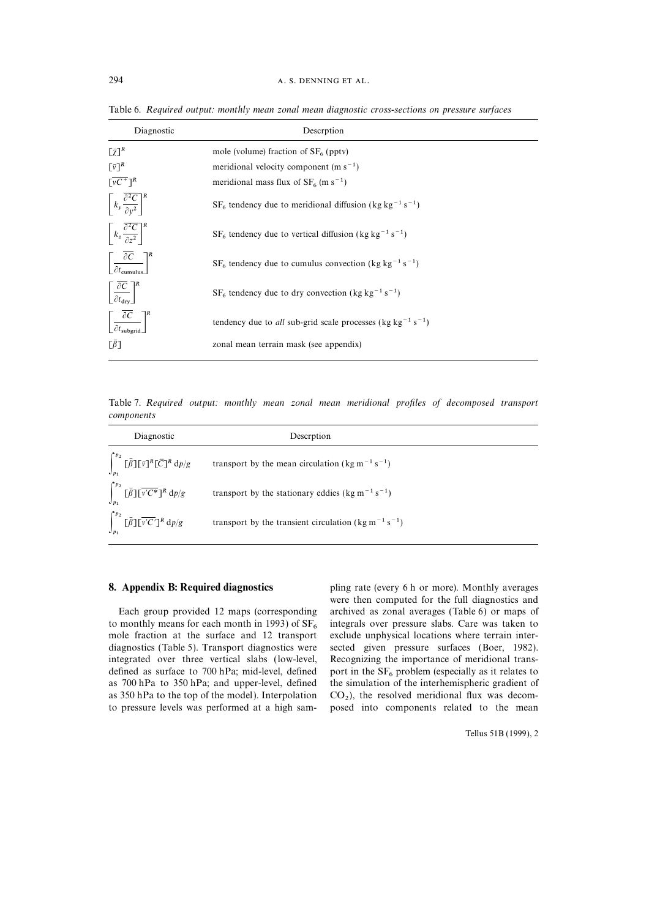Table 6. *Required output: monthly mean zonal mean diagnostic cross-sections on pressure surfaces*

| Diagnostic | Descrption |
|---|---|
| $[\bar{\chi}]^R$ | mole (volume) fraction of $SF_6$ (pptv) |
| $[\bar{v}]^R$ | meridional velocity component ($m\,s^{-1}$) |
| $[\overline{vC^+}]^R$ | meridional mass flux of $SF_6$ ($m\,s^{-1}$) |
| $\left[k_y \dfrac{\overline{\partial^2 C}}{\partial y^2}\right]^R$ | $SF_6$ tendency due to meridional diffusion ($kg\,kg^{-1}\,s^{-1}$) |
| $\left[k_z \dfrac{\overline{\partial^2 C}}{\partial z^2}\right]^R$ | $SF_6$ tendency due to vertical diffusion ($kg\,kg^{-1}\,s^{-1}$) |
| $\left[\dfrac{\overline{\partial C}}{\partial t_{\text{cumulus}}}\right]^R$ | $SF_6$ tendency due to cumulus convection ($kg\,kg^{-1}\,s^{-1}$) |
| $\left[\dfrac{\overline{\partial C}}{\partial t_{\text{dry}}}\right]^R$ | $SF_6$ tendency due to dry convection ($kg\,kg^{-1}\,s^{-1}$) |
| $\left[\dfrac{\overline{\partial C}}{\partial t_{\text{subgrid}}}\right]^R$ | tendency due to *all* sub-grid scale processes ($kg\,kg^{-1}\,s^{-1}$) |
| $[\bar{\beta}]$ | zonal mean terrain mask (see appendix) |

Table 7. *Required output: monthly mean zonal mean meridional profiles of decomposed transport components*

| Diagnostic | Descrption |
|---|---|
| $\int_{p_1}^{p_2} [\bar{\beta}][\bar{v}]^R[\bar{C}]^R\,dp/g$ | transport by the mean circulation ($kg\,m^{-1}\,s^{-1}$) |
| $\int_{p_1}^{p_2} [\bar{\beta}][\overline{v'C^*}]^R\,dp/g$ | transport by the stationary eddies ($kg\,m^{-1}\,s^{-1}$) |
| $\int_{p_1}^{p_2} [\bar{\beta}][\overline{v'C'}]^R\,dp/g$ | transport by the transient circulation ($kg\,m^{-1}\,s^{-1}$) |

## 8. Appendix B: Required diagnostics

Each group provided 12 maps (corresponding to monthly means for each month in 1993) of $SF_6$ mole fraction at the surface and 12 transport diagnostics (Table 5). Transport diagnostics were integrated over three vertical slabs (low-level, defined as surface to 700 hPa; mid-level, defined as 700 hPa to 350 hPa; and upper-level, defined as 350 hPa to the top of the model). Interpolation to pressure levels was performed at a high sampling rate (every 6 h or more). Monthly averages were then computed for the full diagnostics and archived as zonal averages (Table 6) or maps of integrals over pressure slabs. Care was taken to exclude unphysical locations where terrain intersected given pressure surfaces (Boer, 1982). Recognizing the importance of meridional transport in the $SF_6$ problem (especially as it relates to the simulation of the interhemispheric gradient of $CO_2$), the resolved meridional flux was decomposed into components related to the mean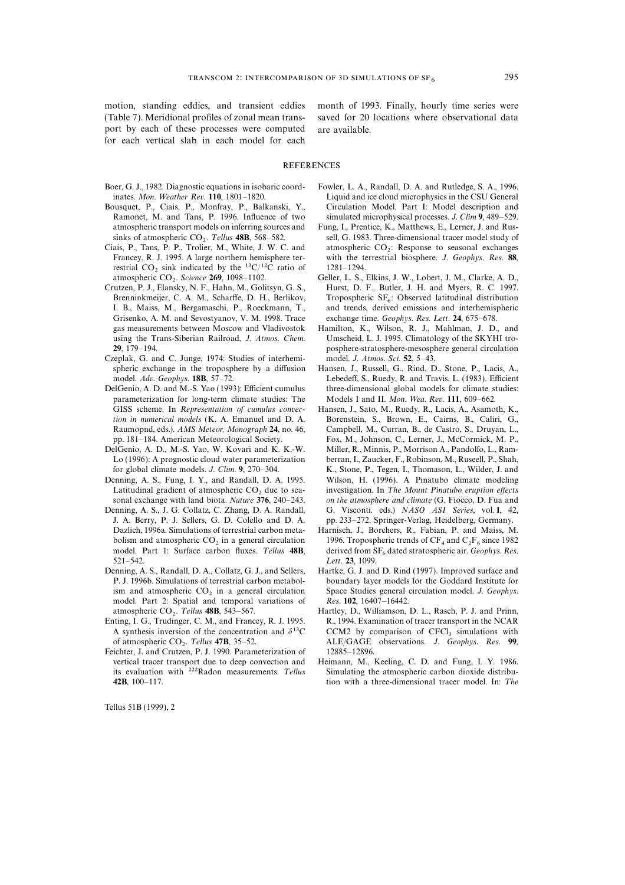motion, standing eddies, and transient eddies (Table 7). Meridional profiles of zonal mean transport by each of these processes were computed for each vertical slab in each model for each month of 1993. Finally, hourly time series were saved for 20 locations where observational data are available.

## REFERENCES

Boer, G. J., 1982. Diagnostic equations in isobaric coordinates. *Mon. Weather Rev.* **110**, 1801–1820.

Bousquet, P., Ciais, P., Monfray, P., Balkanski, Y., Ramonet, M. and Tans, P. 1996. Influence of two atmospheric transport models on inferring sources and sinks of atmospheric $CO_2$. *Tellus* **48B**, 568–582.

Ciais, P., Tans, P. P., Trolier, M., White, J. W. C. and Francey, R. J. 1995. A large northern hemisphere terrestrial $CO_2$ sink indicated by the $^{13}C/^{12}C$ ratio of atmospheric $CO_2$. *Science* **269**, 1098–1102.

Crutzen, P. J., Elansky, N. F., Hahn, M., Golitsyn, G. S., Brenninkmeijer, C. A. M., Scharffe, D. H., Berlikov, I. B., Maiss, M., Bergamaschi, P., Roeckmann, T., Grisenko, A. M. and Sevostyanov, V. M. 1998. Trace gas measurements between Moscow and Vladivostok using the Trans-Siberian Railroad, *J. Atmos. Chem.* **29**, 179–194.

Czeplak, G. and C. Junge, 1974: Studies of interhemispheric exchange in the troposphere by a diffusion model. *Adv. Geophys.* **18B**, 57–72.

DelGenio, A. D. and M.-S. Yao (1993): Efficient cumulus parameterization for long-term climate studies: The GISS scheme. In *Representation of cumulus convection in numerical models* (K. A. Emanuel and D. A. Raumopnd, eds.). *AMS Meteor, Monograph* **24**, no. 46, pp. 181–184. American Meteorological Society.

DelGenio, A. D., M.-S. Yao, W. Kovari and K. K.-W. Lo (1996): A prognostic cloud water parameterization for global climate models. *J. Clim.* **9**, 270–304.

Denning, A. S., Fung, I. Y., and Randall, D. A. 1995. Latitudinal gradient of atmospheric $CO_2$ due to seasonal exchange with land biota. *Nature* **376**, 240–243.

Denning, A. S., J. G. Collatz, C. Zhang, D. A. Randall, J. A. Berry, P. J. Sellers, G. D. Colello and D. A. Dazlich, 1996a. Simulations of terrestrial carbon metabolism and atmospheric $CO_2$ in a general circulation model. Part 1: Surface carbon fluxes. *Tellus* **48B**, 521–542.

Denning, A. S., Randall, D. A., Collatz, G. J., and Sellers, P. J. 1996b. Simulations of terrestrial carbon metabolism and atmospheric $CO_2$ in a general circulation model. Part 2: Spatial and temporal variations of atmospheric $CO_2$. *Tellus* **48B**, 543–567.

Enting, I. G., Trudinger, C. M., and Francey, R. J. 1995. A synthesis inversion of the concentration and $\delta^{13}C$ of atmospheric $CO_2$. *Tellus* **47B**, 35–52.

Feichter, J. and Crutzen, P. J. 1990. Parameterization of vertical tracer transport due to deep convection and its evaluation with $^{222}$Radon measurements. *Tellus* **42B**, 100–117.

Fowler, L. A., Randall, D. A. and Rutledge, S. A., 1996. Liquid and ice cloud microphysics in the CSU General Circulation Model. Part I: Model description and simulated microphysical processes. *J. Clim* **9**, 489–529.

Fung, I., Prentice, K., Matthews, E., Lerner, J. and Russell, G. 1983. Three-dimensional tracer model study of atmospheric $CO_2$: Response to seasonal exchanges with the terrestrial biosphere. *J. Geophys. Res.* **88**, 1281–1294.

Geller, L. S., Elkins, J. W., Lobert, J. M., Clarke, A. D., Hurst, D. F., Butler, J. H. and Myers, R. C. 1997. Tropospheric $SF_6$: Observed latitudinal distribution and trends, derived emissions and interhemispheric exchange time. *Geophys. Res. Lett*. **24**, 675–678.

Hamilton, K., Wilson, R. J., Mahlman, J. D., and Umscheid, L. J. 1995. Climatology of the SKYHI troposphere-stratosphere-mesosphere general circulation model. *J. Atmos. Sci.* **52**, 5–43,

Hansen, J., Russell, G., Rind, D., Stone, P., Lacis, A., Lebedeff, S., Ruedy, R. and Travis, L. (1983). Efficient three-dimensional global models for climate studies: Models I and II. *Mon. Wea. Rev*. **111**, 609–662.

Hansen, J., Sato, M., Ruedy, R., Lacis, A., Asamoth, K., Borenstein, S., Brown, E., Cairns, B., Caliri, G., Campbell, M., Curran, B., de Castro, S., Druyan, L., Fox, M., Johnson, C., Lerner, J., McCormick, M. P., Miller, R., Minnis, P., Morrison A., Pandolfo, L., Ramberran, I., Zaucker, F., Robinson, M., Ruseell, P., Shah, K., Stone, P., Tegen, I., Thomason, L., Wilder, J. and Wilson, H. (1996). A Pinatubo climate modeling investigation. In *The Mount Pinatubo eruption effects on the atmosphere and climate* (G. Fiocco, D. Fua and G. Visconti. eds.) *NASO ASI Series*, vol. **I**, 42, pp. 233–272. Springer-Verlag, Heidelberg, Germany.

Harnisch, J., Borchers, R., Fabian, P. and Maiss, M. 1996. Tropospheric trends of $CF_4$ and $C_2F_6$ since 1982 derived from $SF_6$ dated stratospheric air. *Geophys. Res. Lett*. **23**, 1099.

Hartke, G. J. and D. Rind (1997). Improved surface and boundary layer models for the Goddard Institute for Space Studies general circulation model. *J. Geophys. Res.* **102**, 16407–16442.

Hartley, D., Williamson, D. L., Rasch, P. J. and Prinn, R., 1994. Examination of tracer transport in the NCAR CCM2 by comparison of $CFCl_3$ simulations with ALE/GAGE observations. *J. Geophys. Res.* **99**, 12885–12896.

Heimann, M., Keeling, C. D. and Fung, I. Y. 1986. Simulating the atmospheric carbon dioxide distribution with a three-dimensional tracer model. In: *The*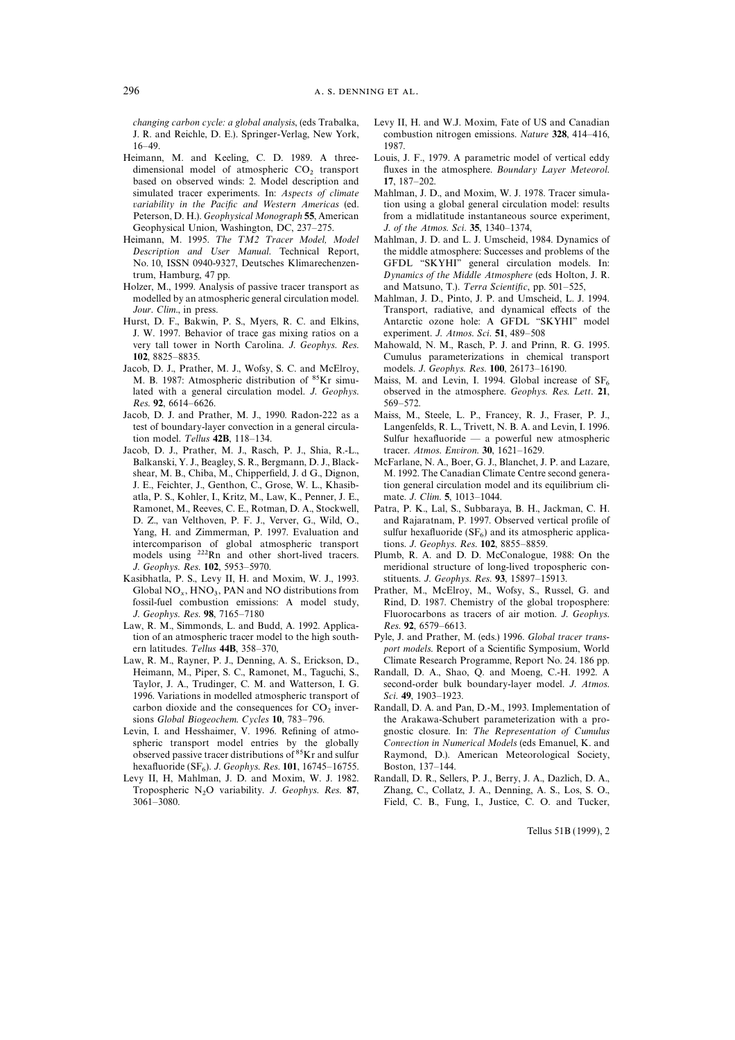*changing carbon cycle: a global analysis*, (eds Trabalka, J. R. and Reichle, D. E.). Springer-Verlag, New York, 16–49.

Heimann, M. and Keeling, C. D. 1989. A three-dimensional model of atmospheric $CO_2$ transport based on observed winds: 2. Model description and simulated tracer experiments. In: *Aspects of climate variability in the Pacific and Western Americas* (ed. Peterson, D. H.). *Geophysical Monograph* **55**, American Geophysical Union, Washington, DC, 237–275.

Heimann, M. 1995. *The TM2 Tracer Model, Model Description and User Manual.* Technical Report, No. 10, ISSN 0940-9327, Deutsches Klimarechenzentrum, Hamburg, 47 pp.

Holzer, M., 1999. Analysis of passive tracer transport as modelled by an atmospheric general circulation model. *Jour. Clim.*, in press.

Hurst, D. F., Bakwin, P. S., Myers, R. C. and Elkins, J. W. 1997. Behavior of trace gas mixing ratios on a very tall tower in North Carolina. *J. Geophys. Res.* **102**, 8825–8835.

Jacob, D. J., Prather, M. J., Wofsy, S. C. and McElroy, M. B. 1987: Atmospheric distribution of $^{85}$Kr simulated with a general circulation model. *J. Geophys. Res.* **92**, 6614–6626.

Jacob, D. J. and Prather, M. J., 1990. Radon-222 as a test of boundary-layer convection in a general circulation model. *Tellus* **42B**, 118–134.

Jacob, D. J., Prather, M. J., Rasch, P. J., Shia, R.-L., Balkanski, Y. J., Beagley, S. R., Bergmann, D. J., Blackshear, M. B., Chiba, M., Chipperfield, J. d G., Dignon, J. E., Feichter, J., Genthon, C., Grose, W. L., Khasibatla, P. S., Kohler, I., Kritz, M., Law, K., Penner, J. E., Ramonet, M., Reeves, C. E., Rotman, D. A., Stockwell, D. Z., van Velthoven, P. F. J., Verver, G., Wild, O., Yang, H. and Zimmerman, P. 1997. Evaluation and intercomparison of global atmospheric transport models using $^{222}$Rn and other short-lived tracers. *J. Geophys. Res.* **102**, 5953–5970.

Kasibhatla, P. S., Levy II, H. and Moxim, W. J., 1993. Global $NO_x$, $HNO_3$, PAN and NO distributions from fossil-fuel combustion emissions: A model study, *J. Geophys. Res.* **98**, 7165–7180

Law, R. M., Simmonds, I. and Budd, A. 1992. Application of an atmospheric tracer model to the high southern latitudes. *Tellus* **44B**, 358–370,

Law, R. M., Rayner, P. J., Denning, A. S., Erickson, D., Heimann, M., Piper, S. C., Ramonet, M., Taguchi, S., Taylor, J. A., Trudinger, C. M. and Watterson, I. G. 1996. Variations in modelled atmospheric transport of carbon dioxide and the consequences for $CO_2$ inversions *Global Biogeochem. Cycles* **10**, 783–796.

Levin, I. and Hesshaimer, V. 1996. Refining of atmospheric transport model entries by the globally observed passive tracer distributions of $^{85}$Kr and sulfur hexafluoride ($SF_6$). *J. Geophys. Res.* **101**, 16745–16755.

Levy II, H, Mahlman, J. D. and Moxim, W. J. 1982. Tropospheric $N_2O$ variability. *J. Geophys. Res.* **87**, 3061–3080.

Levy II, H. and W.J. Moxim, Fate of US and Canadian combustion nitrogen emissions. *Nature* **328**, 414–416, 1987.

Louis, J. F., 1979. A parametric model of vertical eddy fluxes in the atmosphere. *Boundary Layer Meteorol.* **17**, 187–202.

Mahlman, J. D., and Moxim, W. J. 1978. Tracer simulation using a global general circulation model: results from a midlatitude instantaneous source experiment, *J. of the Atmos. Sci.* **35**, 1340–1374,

Mahlman, J. D. and L. J. Umscheid, 1984. Dynamics of the middle atmosphere: Successes and problems of the GFDL "SKYHI" general circulation models. In: *Dynamics of the Middle Atmosphere* (eds Holton, J. R. and Matsuno, T.). *Terra Scientific*, pp. 501–525,

Mahlman, J. D., Pinto, J. P. and Umscheid, L. J. 1994. Transport, radiative, and dynamical effects of the Antarctic ozone hole: A GFDL "SKYHI" model experiment. *J. Atmos. Sci.* **51**, 489–508

Mahowald, N. M., Rasch, P. J. and Prinn, R. G. 1995. Cumulus parameterizations in chemical transport models. *J. Geophys. Res.* **100**, 26173–16190.

Maiss, M. and Levin, I. 1994. Global increase of $SF_6$ observed in the atmosphere. *Geophys. Res. Lett*. **21**, 569–572.

Maiss, M., Steele, L. P., Francey, R. J., Fraser, P. J., Langenfelds, R. L., Trivett, N. B. A. and Levin, I. 1996. Sulfur hexafluoride — a powerful new atmospheric tracer. *Atmos. Environ.* **30**, 1621–1629.

McFarlane, N. A., Boer, G. J., Blanchet, J. P. and Lazare, M. 1992. The Canadian Climate Centre second generation general circulation model and its equilibrium climate. *J. Clim.* **5**, 1013–1044.

Patra, P. K., Lal, S., Subbaraya, B. H., Jackman, C. H. and Rajaratnam, P. 1997. Observed vertical profile of sulfur hexafluoride ($SF_6$) and its atmospheric applications. *J. Geophys. Res.* **102**, 8855–8859.

Plumb, R. A. and D. D. McConalogue, 1988: On the meridional structure of long-lived tropospheric constituents. *J. Geophys. Res.* **93**, 15897–15913.

Prather, M., McElroy, M., Wofsy, S., Russel, G. and Rind, D. 1987. Chemistry of the global troposphere: Fluorocarbons as tracers of air motion. *J. Geophys. Res.* **92**, 6579–6613.

Pyle, J. and Prather, M. (eds.) 1996. *Global tracer transport models.* Report of a Scientific Symposium, World Climate Research Programme, Report No. 24. 186 pp.

Randall, D. A., Shao, Q. and Moeng, C.-H. 1992. A second-order bulk boundary-layer model. *J. Atmos. Sci.* **49**, 1903–1923.

Randall, D. A. and Pan, D.-M., 1993. Implementation of the Arakawa-Schubert parameterization with a prognostic closure. In: *The Representation of Cumulus Convection in Numerical Models* (eds Emanuel, K. and Raymond, D.). American Meteorological Society, Boston, 137–144.

Randall, D. R., Sellers, P. J., Berry, J. A., Dazlich, D. A., Zhang, C., Collatz, J. A., Denning, A. S., Los, S. O., Field, C. B., Fung, I., Justice, C. O. and Tucker,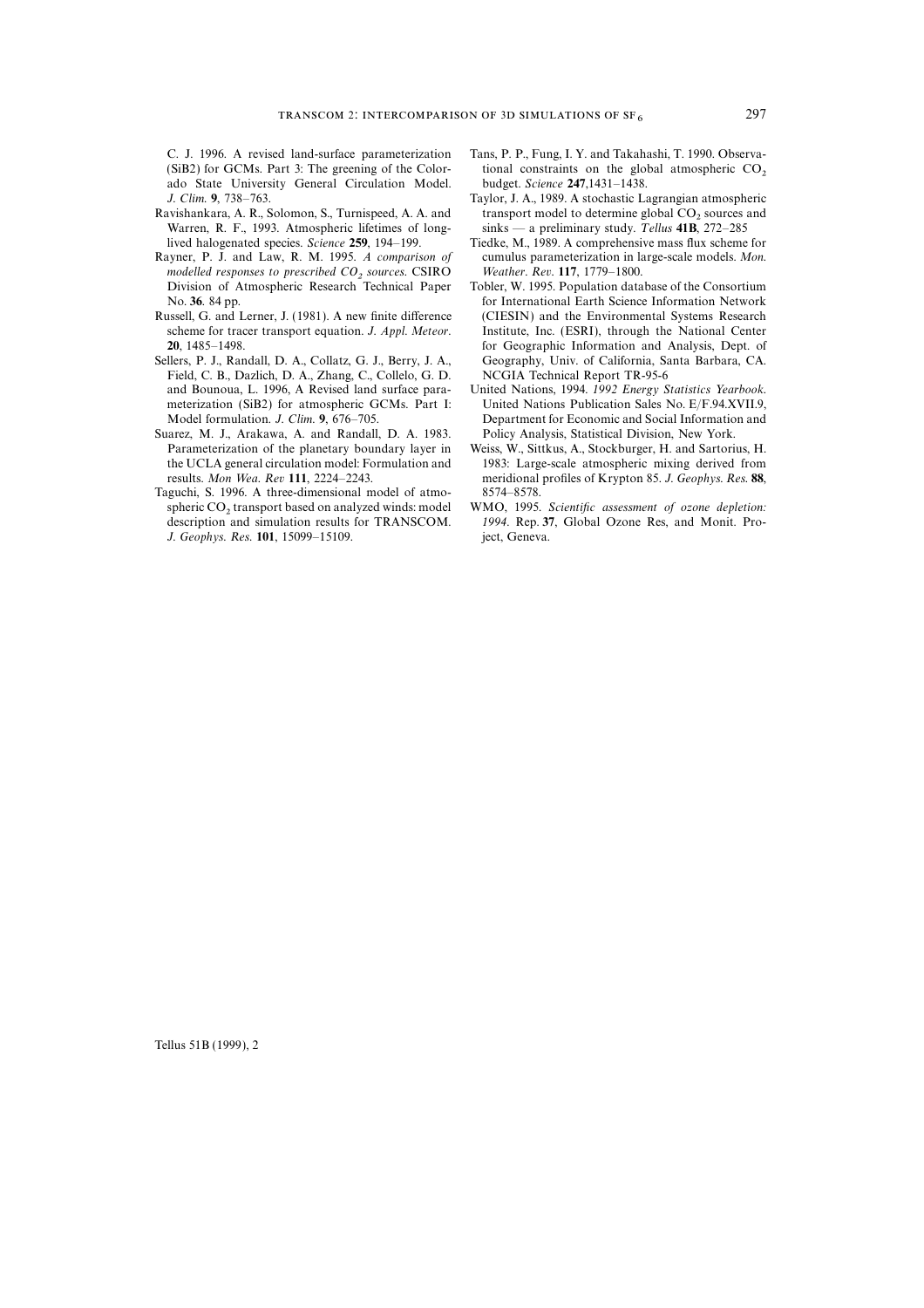C. J. 1996. A revised land-surface parameterization (SiB2) for GCMs. Part 3: The greening of the Colorado State University General Circulation Model. *J. Clim.* **9**, 738–763.

Ravishankara, A. R., Solomon, S., Turnispeed, A. A. and Warren, R. F., 1993. Atmospheric lifetimes of long-lived halogenated species. *Science* **259**, 194–199.

Rayner, P. J. and Law, R. M. 1995. *A comparison of modelled responses to prescribed $CO_2$ sources.* CSIRO Division of Atmospheric Research Technical Paper No. **36**. 84 pp.

Russell, G. and Lerner, J. (1981). A new finite difference scheme for tracer transport equation. *J. Appl. Meteor.* **20**, 1485–1498.

Sellers, P. J., Randall, D. A., Collatz, G. J., Berry, J. A., Field, C. B., Dazlich, D. A., Zhang, C., Collelo, G. D. and Bounoua, L. 1996, A Revised land surface parameterization (SiB2) for atmospheric GCMs. Part I: Model formulation. *J. Clim.* **9**, 676–705.

Suarez, M. J., Arakawa, A. and Randall, D. A. 1983. Parameterization of the planetary boundary layer in the UCLA general circulation model: Formulation and results. *Mon Wea. Rev* **111**, 2224–2243.

Taguchi, S. 1996. A three-dimensional model of atmospheric $CO_2$ transport based on analyzed winds: model description and simulation results for TRANSCOM. *J. Geophys. Res.* **101**, 15099–15109.

Tans, P. P., Fung, I. Y. and Takahashi, T. 1990. Observational constraints on the global atmospheric $CO_2$ budget. *Science* **247**,1431–1438.

Taylor, J. A., 1989. A stochastic Lagrangian atmospheric transport model to determine global $CO_2$ sources and sinks — a preliminary study. *Tellus* **41B**, 272–285

Tiedke, M., 1989. A comprehensive mass flux scheme for cumulus parameterization in large-scale models. *Mon. Weather. Rev*. **117**, 1779–1800.

Tobler, W. 1995. Population database of the Consortium for International Earth Science Information Network (CIESIN) and the Environmental Systems Research Institute, Inc. (ESRI), through the National Center for Geographic Information and Analysis, Dept. of Geography, Univ. of California, Santa Barbara, CA. NCGIA Technical Report TR-95-6

United Nations, 1994. *1992 Energy Statistics Yearbook*. United Nations Publication Sales No. E/F.94.XVII.9, Department for Economic and Social Information and Policy Analysis, Statistical Division, New York.

Weiss, W., Sittkus, A., Stockburger, H. and Sartorius, H. 1983: Large-scale atmospheric mixing derived from meridional profiles of Krypton 85. *J. Geophys. Res.* **88**, 8574–8578.

WMO, 1995. *Scientific assessment of ozone depletion: 1994*. Rep. **37**, Global Ozone Res, and Monit. Project, Geneva.